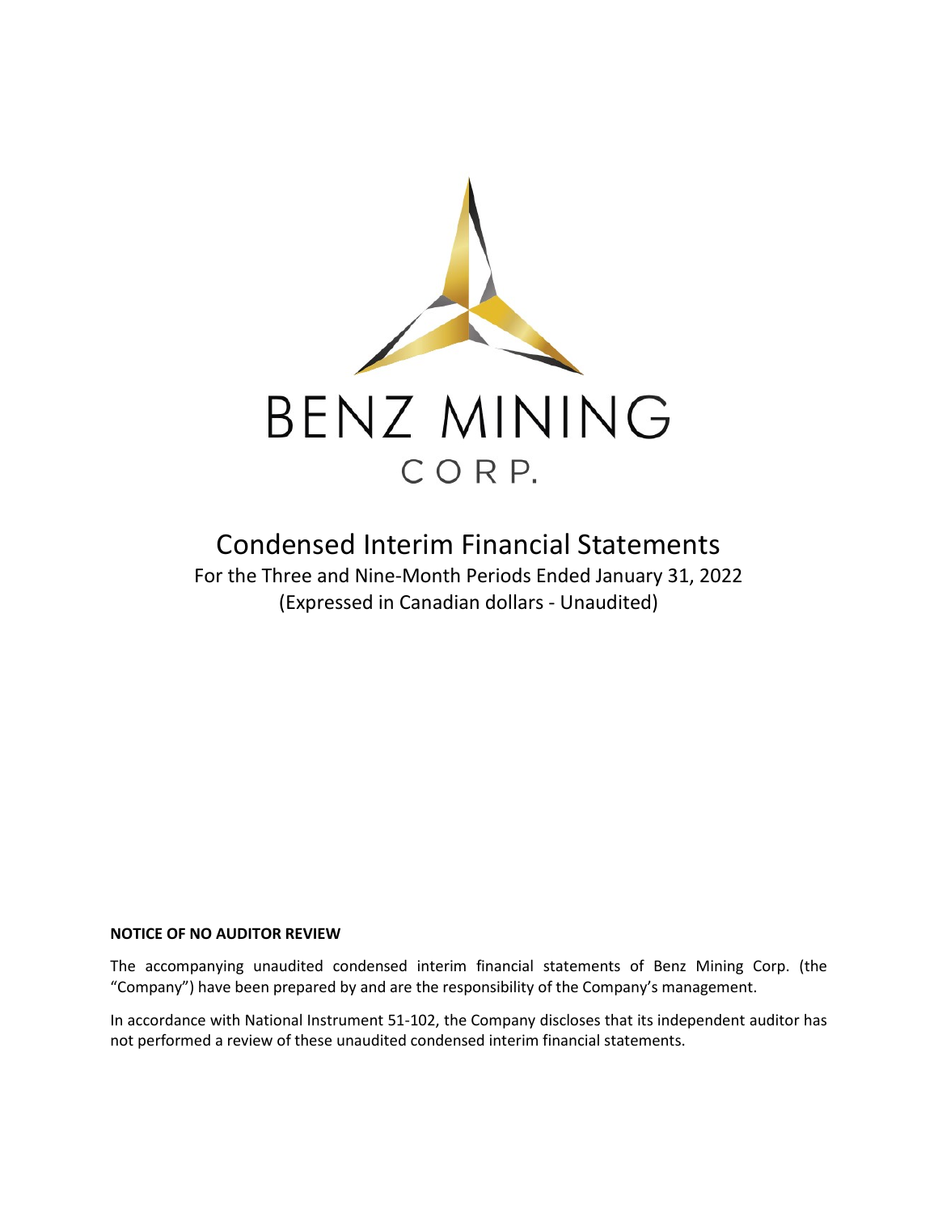# BENZ MINING CORP.

# Condensed Interim Financial Statements

For the Three and Nine-Month Periods Ended January 31, 2022

(Expressed in Canadian dollars - Unaudited)

**NOTICE OF NO AUDITOR REVIEW**

The accompanying unaudited condensed interim financial statements of Benz Mining Corp. (the "Company") have been prepared by and are the responsibility of the Company's management.

In accordance with National Instrument 51-102, the Company discloses that its independent auditor has not performed a review of these unaudited condensed interim financial statements.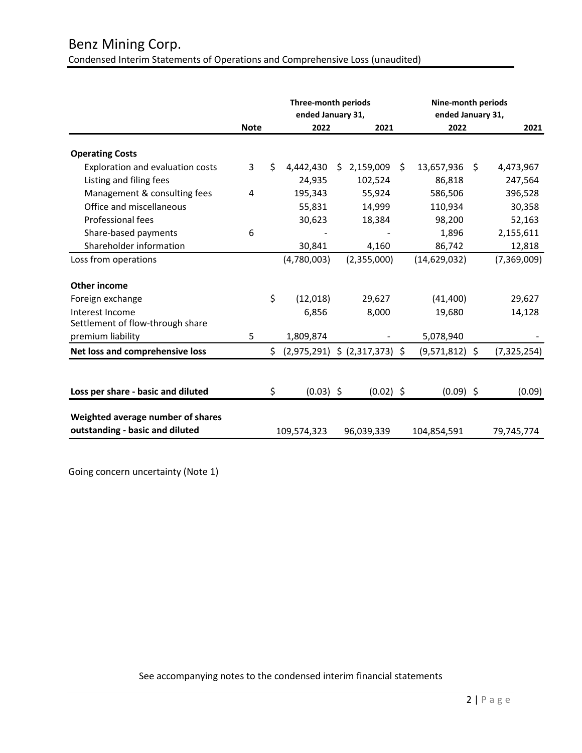# Benz Mining Corp.

Condensed Interim Statements of Operations and Comprehensive Loss (unaudited)

| | Note | Three-month periods ended January 31, 2022 | Three-month periods ended January 31, 2021 | Nine-month periods ended January 31, 2022 | Nine-month periods ended January 31, 2021 |
|---|---|---|---|---|---|
| **Operating Costs** | | | | | |
| Exploration and evaluation costs | 3 | $ 4,442,430 | $ 2,159,009 | $ 13,657,936 | $ 4,473,967 |
| Listing and filing fees | | 24,935 | 102,524 | 86,818 | 247,564 |
| Management & consulting fees | 4 | 195,343 | 55,924 | 586,506 | 396,528 |
| Office and miscellaneous | | 55,831 | 14,999 | 110,934 | 30,358 |
| Professional fees | | 30,623 | 18,384 | 98,200 | 52,163 |
| Share-based payments | 6 | - | - | 1,896 | 2,155,611 |
| Shareholder information | | 30,841 | 4,160 | 86,742 | 12,818 |
| Loss from operations | | (4,780,003) | (2,355,000) | (14,629,032) | (7,369,009) |
| **Other income** | | | | | |
| Foreign exchange | | $ (12,018) | 29,627 | (41,400) | 29,627 |
| Interest Income | | 6,856 | 8,000 | 19,680 | 14,128 |
| Settlement of flow-through share premium liability | 5 | 1,809,874 | - | 5,078,940 | - |
| **Net loss and comprehensive loss** | | $ (2,975,291) | $ (2,317,373) | $ (9,571,812) | $ (7,325,254) |
| **Loss per share - basic and diluted** | | $ (0.03) | $ (0.02) | $ (0.09) | $ (0.09) |
| **Weighted average number of shares outstanding - basic and diluted** | | 109,574,323 | 96,039,339 | 104,854,591 | 79,745,774 |

Going concern uncertainty (Note 1)

See accompanying notes to the condensed interim financial statements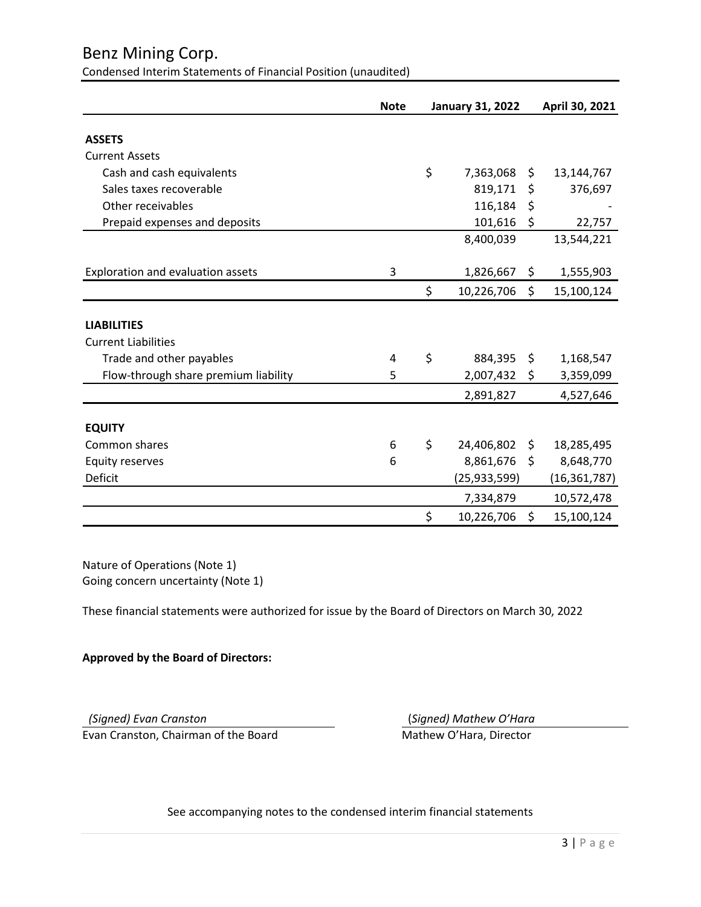# Benz Mining Corp.

Condensed Interim Statements of Financial Position (unaudited)

| | Note | January 31, 2022 | April 30, 2021 |
|---|---|---|---|
| **ASSETS** | | | |
| Current Assets | | | |
| Cash and cash equivalents | | $ 7,363,068 | $ 13,144,767 |
| Sales taxes recoverable | | 819,171 | $ 376,697 |
| Other receivables | | 116,184 | $ - |
| Prepaid expenses and deposits | | 101,616 | $ 22,757 |
| | | 8,400,039 | 13,544,221 |
| Exploration and evaluation assets | 3 | 1,826,667 | $ 1,555,903 |
| | | $ 10,226,706 | $ 15,100,124 |
| **LIABILITIES** | | | |
| Current Liabilities | | | |
| Trade and other payables | 4 | $ 884,395 | $ 1,168,547 |
| Flow-through share premium liability | 5 | 2,007,432 | $ 3,359,099 |
| | | 2,891,827 | 4,527,646 |
| **EQUITY** | | | |
| Common shares | 6 | $ 24,406,802 | $ 18,285,495 |
| Equity reserves | 6 | 8,861,676 | $ 8,648,770 |
| Deficit | | (25,933,599) | (16,361,787) |
| | | 7,334,879 | 10,572,478 |
| | | $ 10,226,706 | $ 15,100,124 |

Nature of Operations (Note 1)
Going concern uncertainty (Note 1)

These financial statements were authorized for issue by the Board of Directors on March 30, 2022

**Approved by the Board of Directors:**

*(Signed) Evan Cranston*
Evan Cranston, Chairman of the Board

(*Signed) Mathew O'Hara*
Mathew O'Hara, Director

See accompanying notes to the condensed interim financial statements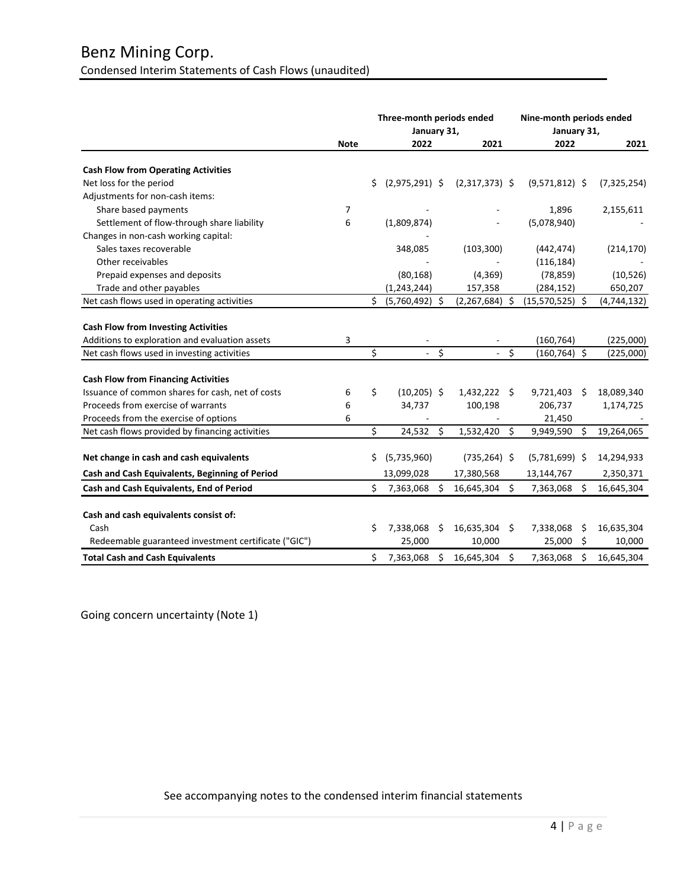# Benz Mining Corp.

## Condensed Interim Statements of Cash Flows (unaudited)

| | Note | Three-month periods ended January 31, 2022 | Three-month periods ended January 31, 2021 | Nine-month periods ended January 31, 2022 | Nine-month periods ended January 31, 2021 |
|---|---|---|---|---|---|
| **Cash Flow from Operating Activities** | | | | | |
| Net loss for the period | | $ (2,975,291) | $ (2,317,373) | $ (9,571,812) | $ (7,325,254) |
| Adjustments for non-cash items: | | | | | |
| Share based payments | 7 | - | - | 1,896 | 2,155,611 |
| Settlement of flow-through share liability | 6 | (1,809,874) | - | (5,078,940) | - |
| Changes in non-cash working capital: | | - | | | |
| Sales taxes recoverable | | 348,085 | (103,300) | (442,474) | (214,170) |
| Other receivables | | - | - | (116,184) | - |
| Prepaid expenses and deposits | | (80,168) | (4,369) | (78,859) | (10,526) |
| Trade and other payables | | (1,243,244) | 157,358 | (284,152) | 650,207 |
| Net cash flows used in operating activities | | $ (5,760,492) | $ (2,267,684) | $ (15,570,525) | $ (4,744,132) |
| **Cash Flow from Investing Activities** | | | | | |
| Additions to exploration and evaluation assets | 3 | - | - | (160,764) | (225,000) |
| Net cash flows used in investing activities | | $ - | $ - | $ (160,764) | $ (225,000) |
| **Cash Flow from Financing Activities** | | | | | |
| Issuance of common shares for cash, net of costs | 6 | $ (10,205) | $ 1,432,222 | $ 9,721,403 | $ 18,089,340 |
| Proceeds from exercise of warrants | 6 | 34,737 | 100,198 | 206,737 | 1,174,725 |
| Proceeds from the exercise of options | 6 | - | - | 21,450 | - |
| Net cash flows provided by financing activities | | $ 24,532 | $ 1,532,420 | $ 9,949,590 | $ 19,264,065 |
| **Net change in cash and cash equivalents** | | $ (5,735,960) | (735,264) | $ (5,781,699) | $ 14,294,933 |
| **Cash and Cash Equivalents, Beginning of Period** | | 13,099,028 | 17,380,568 | 13,144,767 | 2,350,371 |
| **Cash and Cash Equivalents, End of Period** | | $ 7,363,068 | $ 16,645,304 | $ 7,363,068 | $ 16,645,304 |
| **Cash and cash equivalents consist of:** | | | | | |
| Cash | | $ 7,338,068 | $ 16,635,304 | $ 7,338,068 | $ 16,635,304 |
| Redeemable guaranteed investment certificate ("GIC") | | 25,000 | 10,000 | 25,000 | $ 10,000 |
| **Total Cash and Cash Equivalents** | | $ 7,363,068 | $ 16,645,304 | $ 7,363,068 | $ 16,645,304 |

Going concern uncertainty (Note 1)

See accompanying notes to the condensed interim financial statements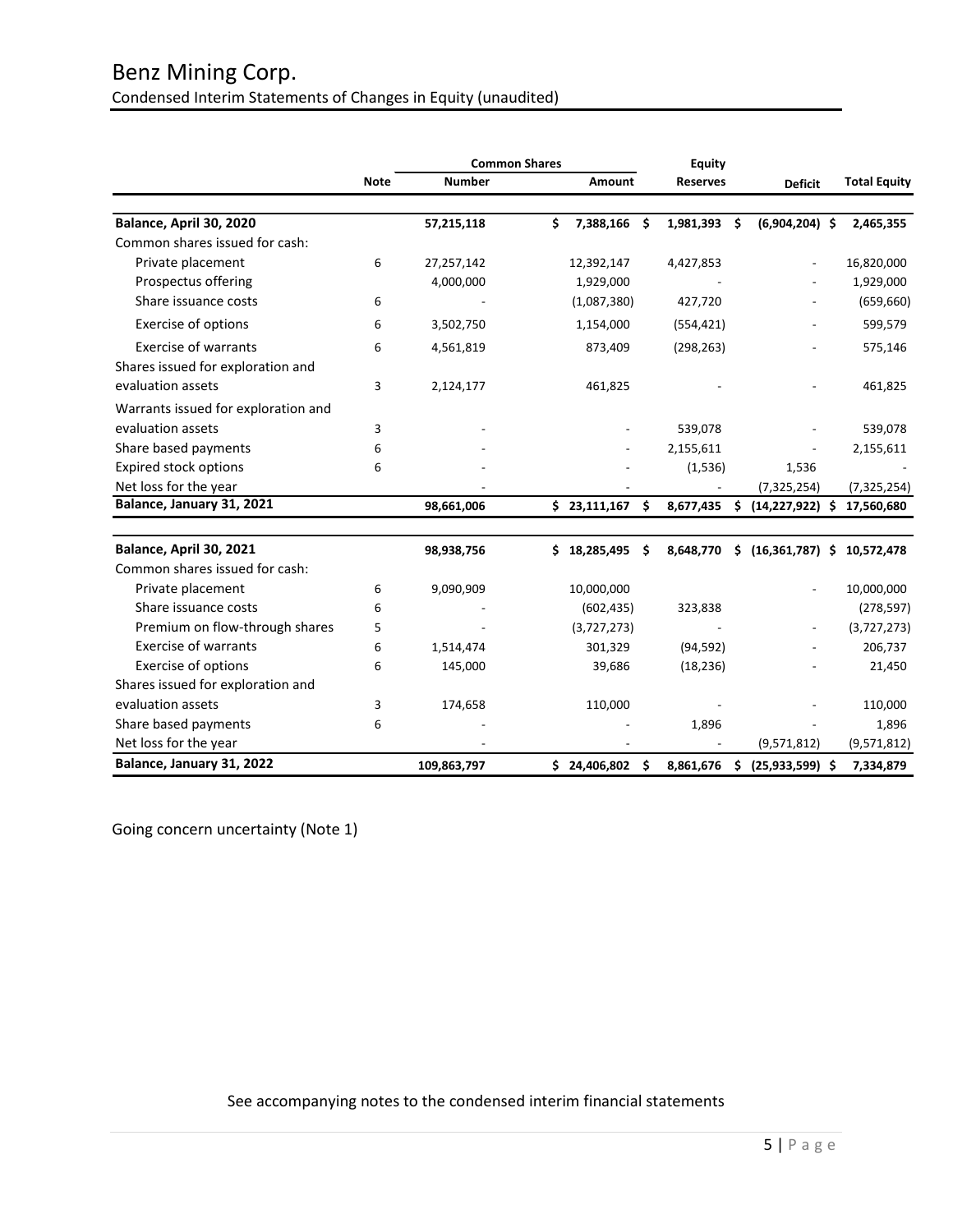# Benz Mining Corp.

## Condensed Interim Statements of Changes in Equity (unaudited)

| | Note | Common Shares | | Equity | | |
|---|---|---|---|---|---|---|
| | | Number | Amount | Reserves | Deficit | Total Equity |
| **Balance, April 30, 2020** | | **57,215,118** | **$ 7,388,166** | **$ 1,981,393** | **$ (6,904,204)** | **$ 2,465,355** |
| Common shares issued for cash: | | | | | | |
| Private placement | 6 | 27,257,142 | 12,392,147 | 4,427,853 | - | 16,820,000 |
| Prospectus offering | | 4,000,000 | 1,929,000 | - | - | 1,929,000 |
| Share issuance costs | 6 | - | (1,087,380) | 427,720 | - | (659,660) |
| Exercise of options | 6 | 3,502,750 | 1,154,000 | (554,421) | - | 599,579 |
| Exercise of warrants | 6 | 4,561,819 | 873,409 | (298,263) | - | 575,146 |
| Shares issued for exploration and evaluation assets | 3 | 2,124,177 | 461,825 | - | - | 461,825 |
| Warrants issued for exploration and evaluation assets | 3 | - | - | 539,078 | - | 539,078 |
| Share based payments | 6 | - | - | 2,155,611 | - | 2,155,611 |
| Expired stock options | 6 | - | - | (1,536) | 1,536 | - |
| Net loss for the year | | - | - | - | (7,325,254) | (7,325,254) |
| **Balance, January 31, 2021** | | **98,661,006** | **$ 23,111,167** | **$ 8,677,435** | **$ (14,227,922)** | **$ 17,560,680** |
| | | | | | | |
| **Balance, April 30, 2021** | | **98,938,756** | **$ 18,285,495** | **$ 8,648,770** | **$ (16,361,787)** | **$ 10,572,478** |
| Common shares issued for cash: | | | | | | |
| Private placement | 6 | 9,090,909 | 10,000,000 | | - | 10,000,000 |
| Share issuance costs | 6 | - | (602,435) | 323,838 | | (278,597) |
| Premium on flow-through shares | 5 | - | (3,727,273) | - | - | (3,727,273) |
| Exercise of warrants | 6 | 1,514,474 | 301,329 | (94,592) | - | 206,737 |
| Exercise of options | 6 | 145,000 | 39,686 | (18,236) | - | 21,450 |
| Shares issued for exploration and evaluation assets | 3 | 174,658 | 110,000 | - | - | 110,000 |
| Share based payments | 6 | - | - | 1,896 | - | 1,896 |
| Net loss for the year | | - | - | - | (9,571,812) | (9,571,812) |
| **Balance, January 31, 2022** | | **109,863,797** | **$ 24,406,802** | **$ 8,861,676** | **$ (25,933,599)** | **$ 7,334,879** |

Going concern uncertainty (Note 1)

See accompanying notes to the condensed interim financial statements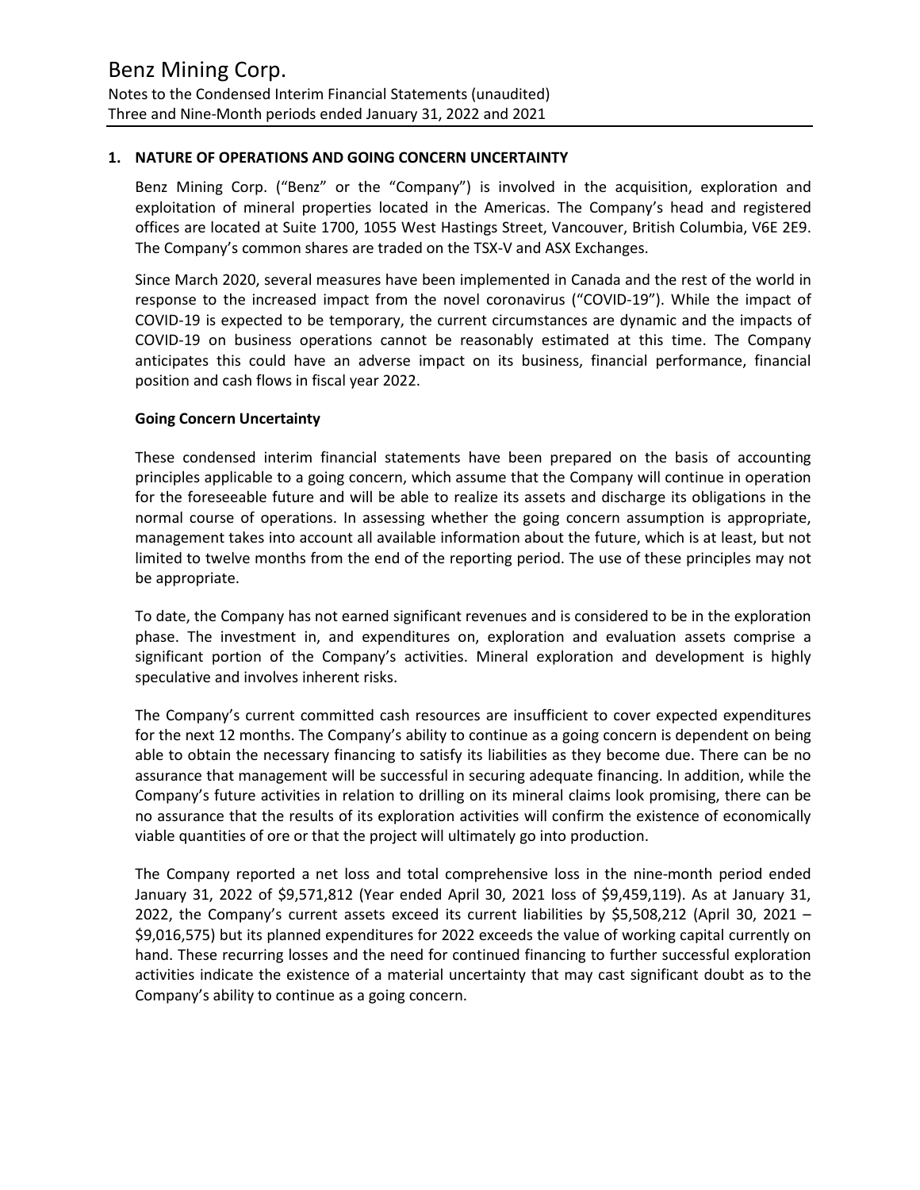## 1. NATURE OF OPERATIONS AND GOING CONCERN UNCERTAINTY

Benz Mining Corp. ("Benz" or the "Company") is involved in the acquisition, exploration and exploitation of mineral properties located in the Americas. The Company's head and registered offices are located at Suite 1700, 1055 West Hastings Street, Vancouver, British Columbia, V6E 2E9. The Company's common shares are traded on the TSX-V and ASX Exchanges.

Since March 2020, several measures have been implemented in Canada and the rest of the world in response to the increased impact from the novel coronavirus ("COVID-19"). While the impact of COVID-19 is expected to be temporary, the current circumstances are dynamic and the impacts of COVID-19 on business operations cannot be reasonably estimated at this time. The Company anticipates this could have an adverse impact on its business, financial performance, financial position and cash flows in fiscal year 2022.

### Going Concern Uncertainty

These condensed interim financial statements have been prepared on the basis of accounting principles applicable to a going concern, which assume that the Company will continue in operation for the foreseeable future and will be able to realize its assets and discharge its obligations in the normal course of operations. In assessing whether the going concern assumption is appropriate, management takes into account all available information about the future, which is at least, but not limited to twelve months from the end of the reporting period. The use of these principles may not be appropriate.

To date, the Company has not earned significant revenues and is considered to be in the exploration phase. The investment in, and expenditures on, exploration and evaluation assets comprise a significant portion of the Company's activities. Mineral exploration and development is highly speculative and involves inherent risks.

The Company's current committed cash resources are insufficient to cover expected expenditures for the next 12 months. The Company's ability to continue as a going concern is dependent on being able to obtain the necessary financing to satisfy its liabilities as they become due. There can be no assurance that management will be successful in securing adequate financing. In addition, while the Company's future activities in relation to drilling on its mineral claims look promising, there can be no assurance that the results of its exploration activities will confirm the existence of economically viable quantities of ore or that the project will ultimately go into production.

The Company reported a net loss and total comprehensive loss in the nine-month period ended January 31, 2022 of $9,571,812 (Year ended April 30, 2021 loss of $9,459,119). As at January 31, 2022, the Company's current assets exceed its current liabilities by $5,508,212 (April 30, 2021 – $9,016,575) but its planned expenditures for 2022 exceeds the value of working capital currently on hand. These recurring losses and the need for continued financing to further successful exploration activities indicate the existence of a material uncertainty that may cast significant doubt as to the Company's ability to continue as a going concern.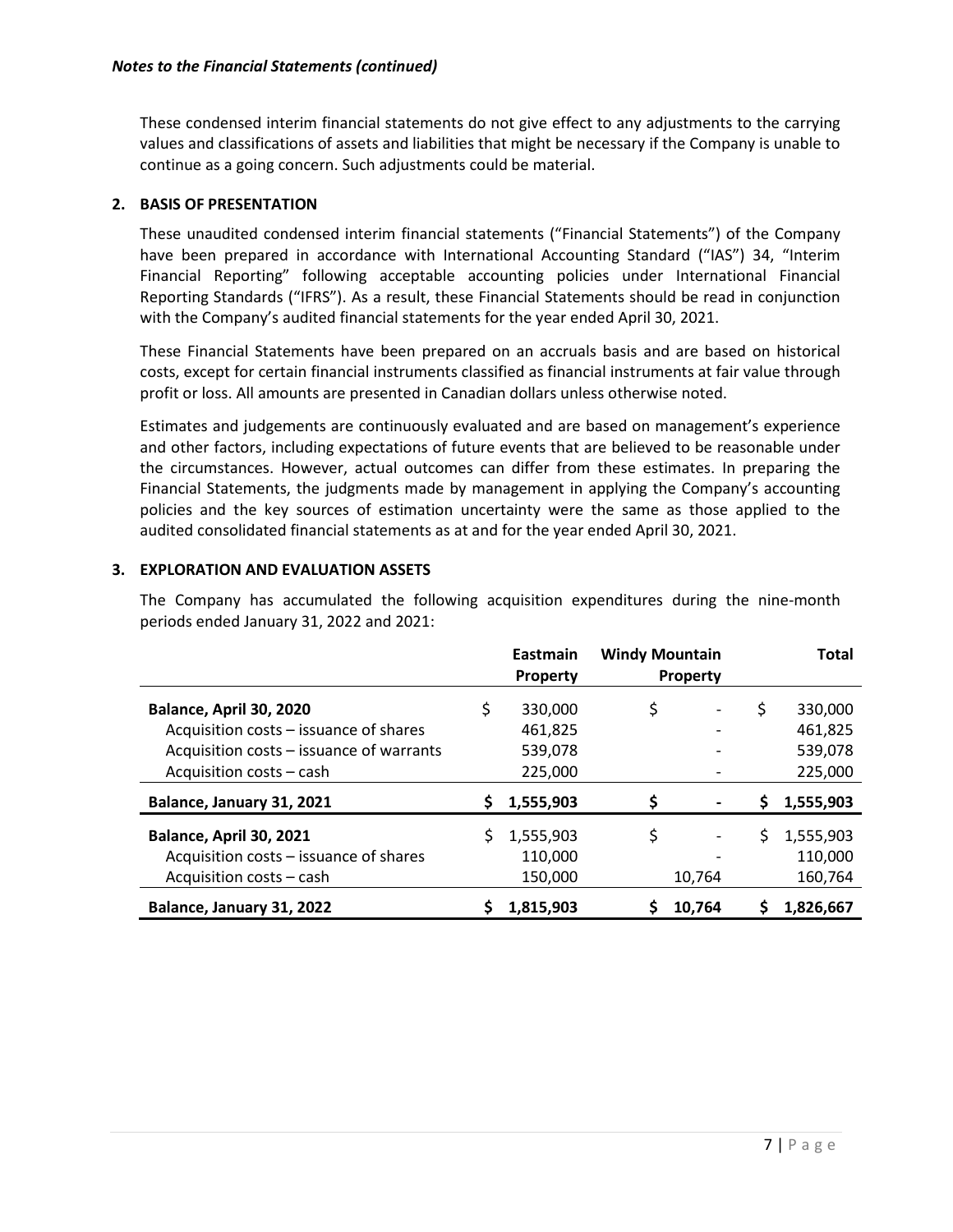*Notes to the Financial Statements (continued)*

These condensed interim financial statements do not give effect to any adjustments to the carrying values and classifications of assets and liabilities that might be necessary if the Company is unable to continue as a going concern. Such adjustments could be material.

## 2. BASIS OF PRESENTATION

These unaudited condensed interim financial statements ("Financial Statements") of the Company have been prepared in accordance with International Accounting Standard ("IAS") 34, "Interim Financial Reporting" following acceptable accounting policies under International Financial Reporting Standards ("IFRS"). As a result, these Financial Statements should be read in conjunction with the Company's audited financial statements for the year ended April 30, 2021.

These Financial Statements have been prepared on an accruals basis and are based on historical costs, except for certain financial instruments classified as financial instruments at fair value through profit or loss. All amounts are presented in Canadian dollars unless otherwise noted.

Estimates and judgements are continuously evaluated and are based on management's experience and other factors, including expectations of future events that are believed to be reasonable under the circumstances. However, actual outcomes can differ from these estimates. In preparing the Financial Statements, the judgments made by management in applying the Company's accounting policies and the key sources of estimation uncertainty were the same as those applied to the audited consolidated financial statements as at and for the year ended April 30, 2021.

## 3. EXPLORATION AND EVALUATION ASSETS

The Company has accumulated the following acquisition expenditures during the nine-month periods ended January 31, 2022 and 2021:

| | Eastmain Property | Windy Mountain Property | Total |
|---|---|---|---|
| **Balance, April 30, 2020** | $ 330,000 | $ - | $ 330,000 |
| Acquisition costs – issuance of shares | 461,825 | - | 461,825 |
| Acquisition costs – issuance of warrants | 539,078 | - | 539,078 |
| Acquisition costs – cash | 225,000 | - | 225,000 |
| **Balance, January 31, 2021** | **$ 1,555,903** | **$ -** | **$ 1,555,903** |
| **Balance, April 30, 2021** | $ 1,555,903 | $ - | $ 1,555,903 |
| Acquisition costs – issuance of shares | 110,000 | - | 110,000 |
| Acquisition costs – cash | 150,000 | 10,764 | 160,764 |
| **Balance, January 31, 2022** | **$ 1,815,903** | **$ 10,764** | **$ 1,826,667** |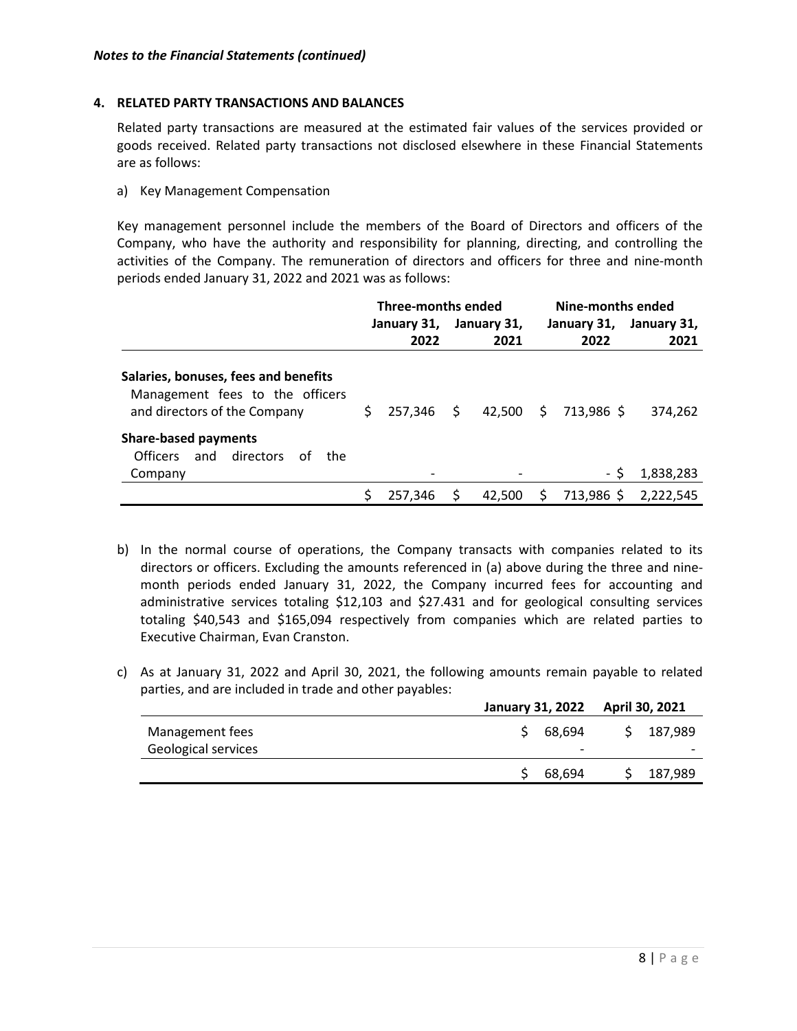*Notes to the Financial Statements (continued)*

## 4. RELATED PARTY TRANSACTIONS AND BALANCES

Related party transactions are measured at the estimated fair values of the services provided or goods received. Related party transactions not disclosed elsewhere in these Financial Statements are as follows:

a) Key Management Compensation

Key management personnel include the members of the Board of Directors and officers of the Company, who have the authority and responsibility for planning, directing, and controlling the activities of the Company. The remuneration of directors and officers for three and nine-month periods ended January 31, 2022 and 2021 was as follows:

| | Three-months ended | | Nine-months ended | |
|---|---|---|---|---|
| | January 31, 2022 | January 31, 2021 | January 31, 2022 | January 31, 2021 |
| **Salaries, bonuses, fees and benefits** | | | | |
| Management fees to the officers and directors of the Company | $ 257,346 | $ 42,500 | $ 713,986 | $ 374,262 |
| **Share-based payments** | | | | |
| Officers and directors of the Company | - | - | - | $ 1,838,283 |
| | $ 257,346 | $ 42,500 | $ 713,986 | $ 2,222,545 |

b) In the normal course of operations, the Company transacts with companies related to its directors or officers. Excluding the amounts referenced in (a) above during the three and nine-month periods ended January 31, 2022, the Company incurred fees for accounting and administrative services totaling $12,103 and $27.431 and for geological consulting services totaling $40,543 and $165,094 respectively from companies which are related parties to Executive Chairman, Evan Cranston.

c) As at January 31, 2022 and April 30, 2021, the following amounts remain payable to related parties, and are included in trade and other payables:

| | January 31, 2022 | April 30, 2021 |
|---|---|---|
| Management fees | $ 68,694 | $ 187,989 |
| Geological services | - | - |
| | $ 68,694 | $ 187,989 |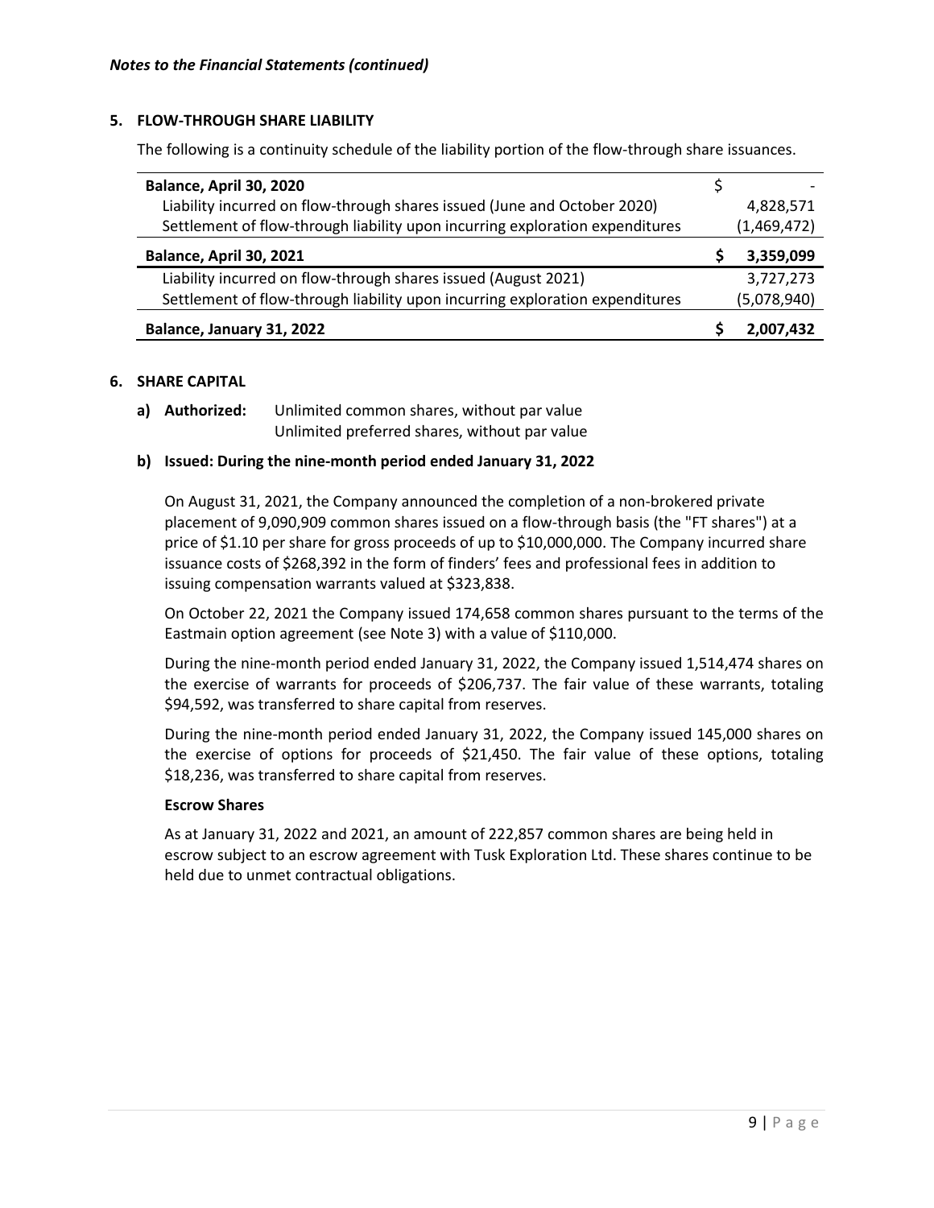*Notes to the Financial Statements (continued)*

## 5. FLOW-THROUGH SHARE LIABILITY

The following is a continuity schedule of the liability portion of the flow-through share issuances.

| | |
|---|---|
| **Balance, April 30, 2020** | $ - |
| Liability incurred on flow-through shares issued (June and October 2020) | 4,828,571 |
| Settlement of flow-through liability upon incurring exploration expenditures | (1,469,472) |
| **Balance, April 30, 2021** | **$ 3,359,099** |
| Liability incurred on flow-through shares issued (August 2021) | 3,727,273 |
| Settlement of flow-through liability upon incurring exploration expenditures | (5,078,940) |
| **Balance, January 31, 2022** | **$ 2,007,432** |

## 6. SHARE CAPITAL

**a) Authorized:** Unlimited common shares, without par value
Unlimited preferred shares, without par value

**b) Issued: During the nine-month period ended January 31, 2022**

On August 31, 2021, the Company announced the completion of a non-brokered private placement of 9,090,909 common shares issued on a flow-through basis (the "FT shares") at a price of $1.10 per share for gross proceeds of up to $10,000,000. The Company incurred share issuance costs of $268,392 in the form of finders' fees and professional fees in addition to issuing compensation warrants valued at $323,838.

On October 22, 2021 the Company issued 174,658 common shares pursuant to the terms of the Eastmain option agreement (see Note 3) with a value of $110,000.

During the nine-month period ended January 31, 2022, the Company issued 1,514,474 shares on the exercise of warrants for proceeds of $206,737. The fair value of these warrants, totaling $94,592, was transferred to share capital from reserves.

During the nine-month period ended January 31, 2022, the Company issued 145,000 shares on the exercise of options for proceeds of $21,450. The fair value of these options, totaling $18,236, was transferred to share capital from reserves.

**Escrow Shares**

As at January 31, 2022 and 2021, an amount of 222,857 common shares are being held in escrow subject to an escrow agreement with Tusk Exploration Ltd. These shares continue to be held due to unmet contractual obligations.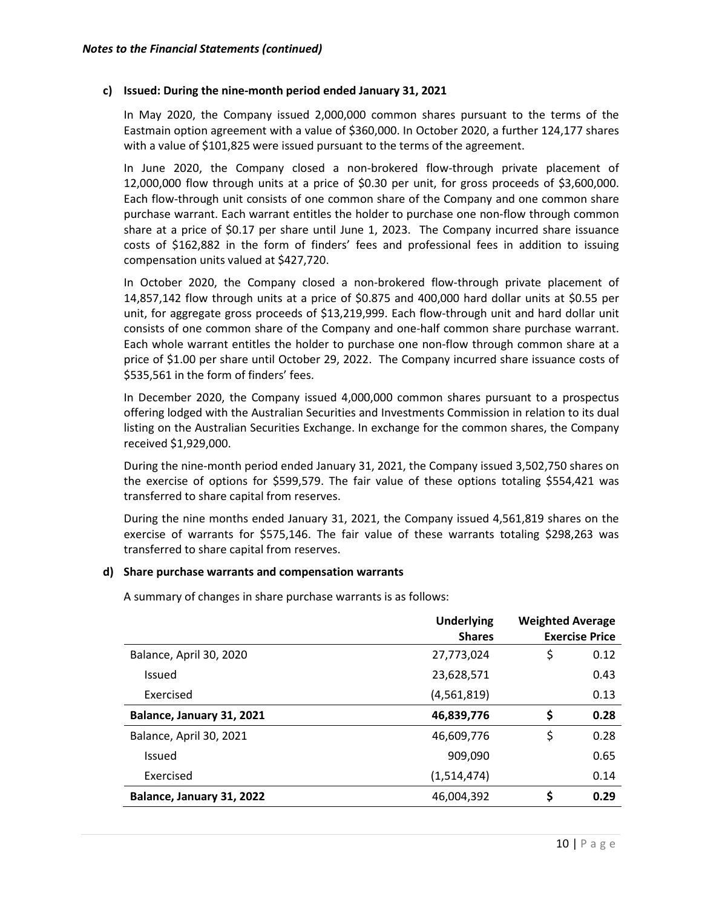*Notes to the Financial Statements (continued)*

**c) Issued: During the nine-month period ended January 31, 2021**

In May 2020, the Company issued 2,000,000 common shares pursuant to the terms of the Eastmain option agreement with a value of $360,000. In October 2020, a further 124,177 shares with a value of $101,825 were issued pursuant to the terms of the agreement.

In June 2020, the Company closed a non-brokered flow-through private placement of 12,000,000 flow through units at a price of $0.30 per unit, for gross proceeds of $3,600,000. Each flow-through unit consists of one common share of the Company and one common share purchase warrant. Each warrant entitles the holder to purchase one non-flow through common share at a price of $0.17 per share until June 1, 2023. The Company incurred share issuance costs of $162,882 in the form of finders' fees and professional fees in addition to issuing compensation units valued at $427,720.

In October 2020, the Company closed a non-brokered flow-through private placement of 14,857,142 flow through units at a price of $0.875 and 400,000 hard dollar units at $0.55 per unit, for aggregate gross proceeds of $13,219,999. Each flow-through unit and hard dollar unit consists of one common share of the Company and one-half common share purchase warrant. Each whole warrant entitles the holder to purchase one non-flow through common share at a price of $1.00 per share until October 29, 2022. The Company incurred share issuance costs of $535,561 in the form of finders' fees.

In December 2020, the Company issued 4,000,000 common shares pursuant to a prospectus offering lodged with the Australian Securities and Investments Commission in relation to its dual listing on the Australian Securities Exchange. In exchange for the common shares, the Company received $1,929,000.

During the nine-month period ended January 31, 2021, the Company issued 3,502,750 shares on the exercise of options for $599,579. The fair value of these options totaling $554,421 was transferred to share capital from reserves.

During the nine months ended January 31, 2021, the Company issued 4,561,819 shares on the exercise of warrants for $575,146. The fair value of these warrants totaling $298,263 was transferred to share capital from reserves.

**d) Share purchase warrants and compensation warrants**

A summary of changes in share purchase warrants is as follows:

| | Underlying Shares | Weighted Average Exercise Price |
|---|---|---|
| Balance, April 30, 2020 | 27,773,024 | $ 0.12 |
| Issued | 23,628,571 | 0.43 |
| Exercised | (4,561,819) | 0.13 |
| **Balance, January 31, 2021** | **46,839,776** | **$ 0.28** |
| Balance, April 30, 2021 | 46,609,776 | $ 0.28 |
| Issued | 909,090 | 0.65 |
| Exercised | (1,514,474) | 0.14 |
| **Balance, January 31, 2022** | 46,004,392 | **$ 0.29** |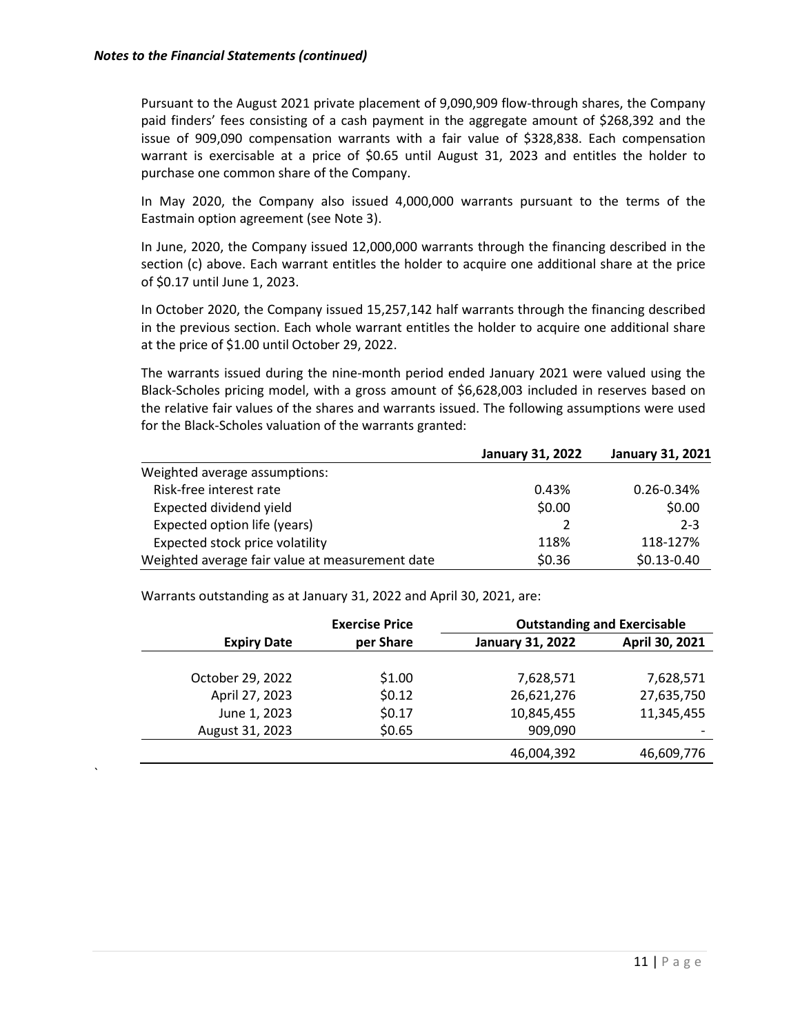*Notes to the Financial Statements (continued)*

Pursuant to the August 2021 private placement of 9,090,909 flow-through shares, the Company paid finders' fees consisting of a cash payment in the aggregate amount of $268,392 and the issue of 909,090 compensation warrants with a fair value of $328,838. Each compensation warrant is exercisable at a price of $0.65 until August 31, 2023 and entitles the holder to purchase one common share of the Company.

In May 2020, the Company also issued 4,000,000 warrants pursuant to the terms of the Eastmain option agreement (see Note 3).

In June, 2020, the Company issued 12,000,000 warrants through the financing described in the section (c) above. Each warrant entitles the holder to acquire one additional share at the price of $0.17 until June 1, 2023.

In October 2020, the Company issued 15,257,142 half warrants through the financing described in the previous section. Each whole warrant entitles the holder to acquire one additional share at the price of $1.00 until October 29, 2022.

The warrants issued during the nine-month period ended January 2021 were valued using the Black-Scholes pricing model, with a gross amount of $6,628,003 included in reserves based on the relative fair values of the shares and warrants issued. The following assumptions were used for the Black-Scholes valuation of the warrants granted:

| | January 31, 2022 | January 31, 2021 |
|---|---|---|
| Weighted average assumptions: | | |
| Risk-free interest rate | 0.43% | 0.26-0.34% |
| Expected dividend yield | $0.00 | $0.00 |
| Expected option life (years) | 2 | 2-3 |
| Expected stock price volatility | 118% | 118-127% |
| Weighted average fair value at measurement date | $0.36 | $0.13-0.40 |

Warrants outstanding as at January 31, 2022 and April 30, 2021, are:

| | Exercise Price | Outstanding and Exercisable | |
|---|---|---|---|
| Expiry Date | per Share | January 31, 2022 | April 30, 2021 |
| October 29, 2022 | $1.00 | 7,628,571 | 7,628,571 |
| April 27, 2023 | $0.12 | 26,621,276 | 27,635,750 |
| June 1, 2023 | $0.17 | 10,845,455 | 11,345,455 |
| August 31, 2023 | $0.65 | 909,090 | - |
| | | 46,004,392 | 46,609,776 |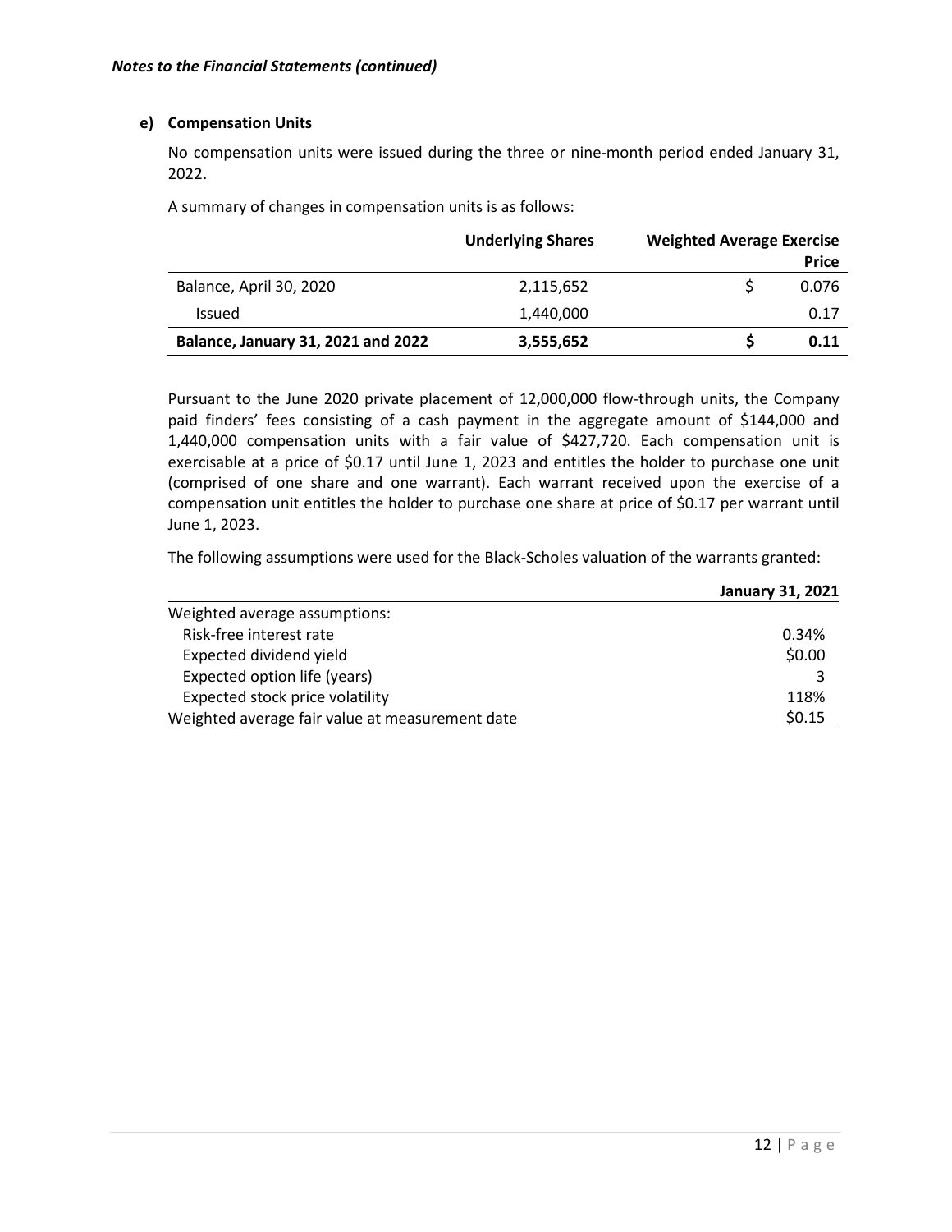*Notes to the Financial Statements (continued)*

**e) Compensation Units**

No compensation units were issued during the three or nine-month period ended January 31, 2022.

A summary of changes in compensation units is as follows:

| | Underlying Shares | Weighted Average Exercise Price |
|---|---|---|
| Balance, April 30, 2020 | 2,115,652 | $ 0.076 |
| Issued | 1,440,000 | 0.17 |
| **Balance, January 31, 2021 and 2022** | **3,555,652** | **$ 0.11** |

Pursuant to the June 2020 private placement of 12,000,000 flow-through units, the Company paid finders' fees consisting of a cash payment in the aggregate amount of $144,000 and 1,440,000 compensation units with a fair value of $427,720. Each compensation unit is exercisable at a price of $0.17 until June 1, 2023 and entitles the holder to purchase one unit (comprised of one share and one warrant). Each warrant received upon the exercise of a compensation unit entitles the holder to purchase one share at price of $0.17 per warrant until June 1, 2023.

The following assumptions were used for the Black-Scholes valuation of the warrants granted:

| | January 31, 2021 |
|---|---|
| Weighted average assumptions: | |
| Risk-free interest rate | 0.34% |
| Expected dividend yield | $0.00 |
| Expected option life (years) | 3 |
| Expected stock price volatility | 118% |
| Weighted average fair value at measurement date | $0.15 |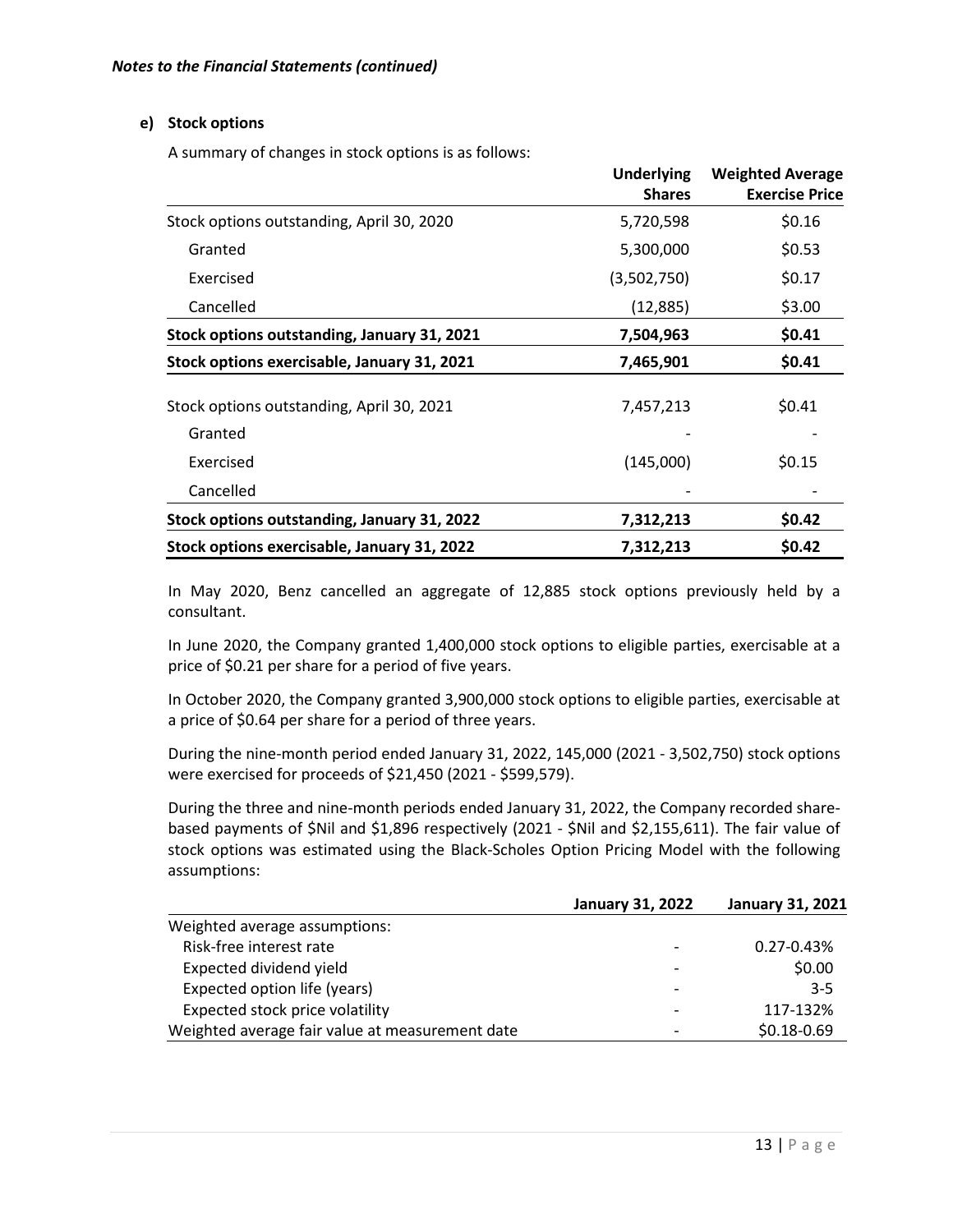*Notes to the Financial Statements (continued)*

**e) Stock options**

A summary of changes in stock options is as follows:

| | Underlying Shares | Weighted Average Exercise Price |
|---|---|---|
| Stock options outstanding, April 30, 2020 | 5,720,598 | $0.16 |
| Granted | 5,300,000 | $0.53 |
| Exercised | (3,502,750) | $0.17 |
| Cancelled | (12,885) | $3.00 |
| **Stock options outstanding, January 31, 2021** | **7,504,963** | **$0.41** |
| **Stock options exercisable, January 31, 2021** | **7,465,901** | **$0.41** |
| Stock options outstanding, April 30, 2021 | 7,457,213 | $0.41 |
| Granted | - | - |
| Exercised | (145,000) | $0.15 |
| Cancelled | - | - |
| **Stock options outstanding, January 31, 2022** | **7,312,213** | **$0.42** |
| **Stock options exercisable, January 31, 2022** | **7,312,213** | **$0.42** |

In May 2020, Benz cancelled an aggregate of 12,885 stock options previously held by a consultant.

In June 2020, the Company granted 1,400,000 stock options to eligible parties, exercisable at a price of $0.21 per share for a period of five years.

In October 2020, the Company granted 3,900,000 stock options to eligible parties, exercisable at a price of $0.64 per share for a period of three years.

During the nine-month period ended January 31, 2022, 145,000 (2021 - 3,502,750) stock options were exercised for proceeds of $21,450 (2021 - $599,579).

During the three and nine-month periods ended January 31, 2022, the Company recorded share-based payments of $Nil and $1,896 respectively (2021 - $Nil and $2,155,611). The fair value of stock options was estimated using the Black-Scholes Option Pricing Model with the following assumptions:

| | January 31, 2022 | January 31, 2021 |
|---|---|---|
| Weighted average assumptions: | | |
| Risk-free interest rate | - | 0.27-0.43% |
| Expected dividend yield | - | $0.00 |
| Expected option life (years) | - | 3-5 |
| Expected stock price volatility | - | 117-132% |
| Weighted average fair value at measurement date | - | $0.18-0.69 |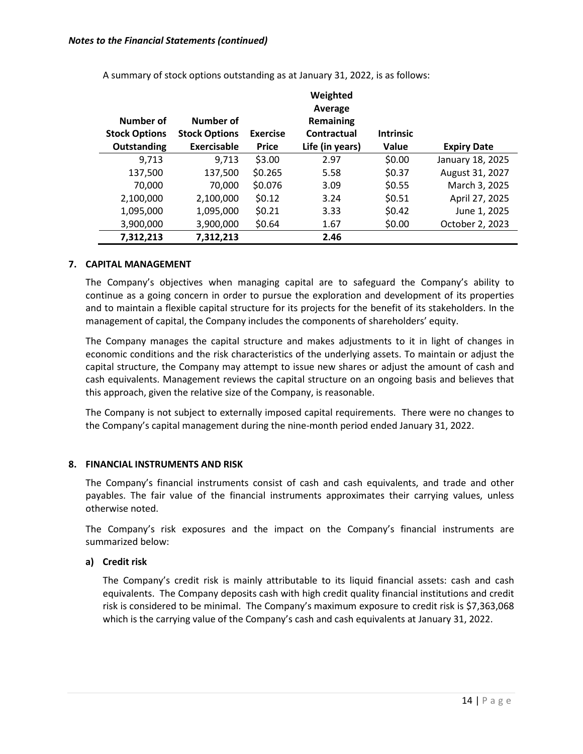*Notes to the Financial Statements (continued)*

A summary of stock options outstanding as at January 31, 2022, is as follows:

| Number of Stock Options Outstanding | Number of Stock Options Exercisable | Exercise Price | Weighted Average Remaining Contractual Life (in years) | Intrinsic Value | Expiry Date |
|---:|---:|---|---:|---|---:|
| 9,713 | 9,713 | $3.00 | 2.97 | $0.00 | January 18, 2025 |
| 137,500 | 137,500 | $0.265 | 5.58 | $0.37 | August 31, 2027 |
| 70,000 | 70,000 | $0.076 | 3.09 | $0.55 | March 3, 2025 |
| 2,100,000 | 2,100,000 | $0.12 | 3.24 | $0.51 | April 27, 2025 |
| 1,095,000 | 1,095,000 | $0.21 | 3.33 | $0.42 | June 1, 2025 |
| 3,900,000 | 3,900,000 | $0.64 | 1.67 | $0.00 | October 2, 2023 |
| **7,312,213** | **7,312,213** | | **2.46** | | |

## 7. CAPITAL MANAGEMENT

The Company's objectives when managing capital are to safeguard the Company's ability to continue as a going concern in order to pursue the exploration and development of its properties and to maintain a flexible capital structure for its projects for the benefit of its stakeholders. In the management of capital, the Company includes the components of shareholders' equity.

The Company manages the capital structure and makes adjustments to it in light of changes in economic conditions and the risk characteristics of the underlying assets. To maintain or adjust the capital structure, the Company may attempt to issue new shares or adjust the amount of cash and cash equivalents. Management reviews the capital structure on an ongoing basis and believes that this approach, given the relative size of the Company, is reasonable.

The Company is not subject to externally imposed capital requirements. There were no changes to the Company's capital management during the nine-month period ended January 31, 2022.

## 8. FINANCIAL INSTRUMENTS AND RISK

The Company's financial instruments consist of cash and cash equivalents, and trade and other payables. The fair value of the financial instruments approximates their carrying values, unless otherwise noted.

The Company's risk exposures and the impact on the Company's financial instruments are summarized below:

### a) Credit risk

The Company's credit risk is mainly attributable to its liquid financial assets: cash and cash equivalents. The Company deposits cash with high credit quality financial institutions and credit risk is considered to be minimal. The Company's maximum exposure to credit risk is $7,363,068 which is the carrying value of the Company's cash and cash equivalents at January 31, 2022.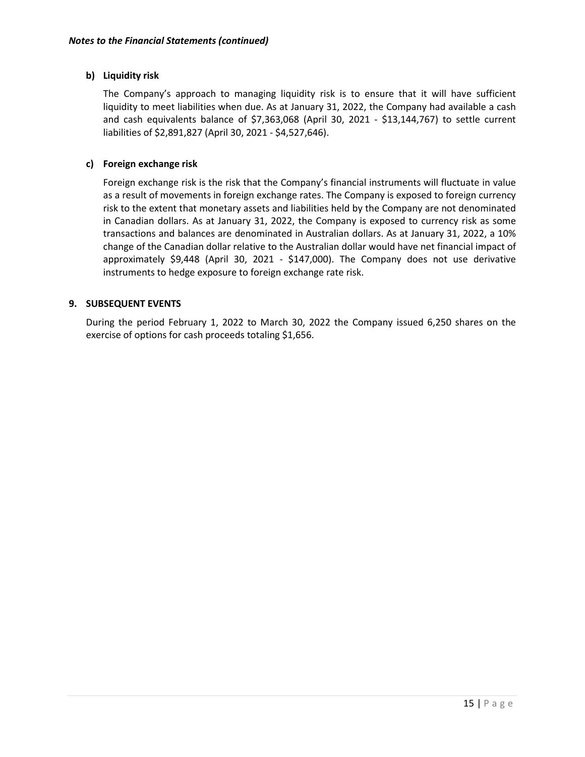*Notes to the Financial Statements (continued)*

**b) Liquidity risk**

The Company's approach to managing liquidity risk is to ensure that it will have sufficient liquidity to meet liabilities when due. As at January 31, 2022, the Company had available a cash and cash equivalents balance of $7,363,068 (April 30, 2021 - $13,144,767) to settle current liabilities of $2,891,827 (April 30, 2021 - $4,527,646).

**c) Foreign exchange risk**

Foreign exchange risk is the risk that the Company's financial instruments will fluctuate in value as a result of movements in foreign exchange rates. The Company is exposed to foreign currency risk to the extent that monetary assets and liabilities held by the Company are not denominated in Canadian dollars. As at January 31, 2022, the Company is exposed to currency risk as some transactions and balances are denominated in Australian dollars. As at January 31, 2022, a 10% change of the Canadian dollar relative to the Australian dollar would have net financial impact of approximately $9,448 (April 30, 2021 - $147,000). The Company does not use derivative instruments to hedge exposure to foreign exchange rate risk.

## 9. SUBSEQUENT EVENTS

During the period February 1, 2022 to March 30, 2022 the Company issued 6,250 shares on the exercise of options for cash proceeds totaling $1,656.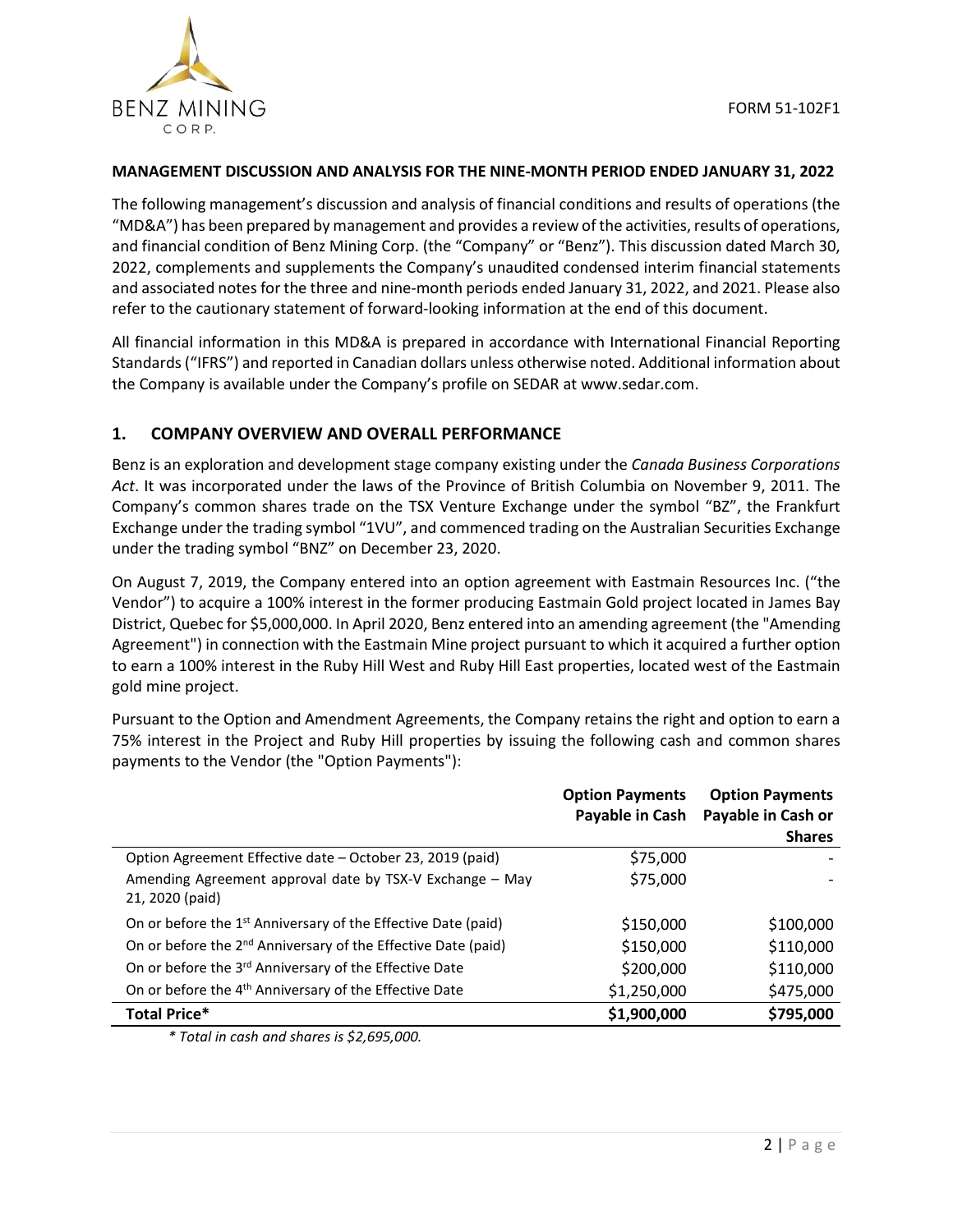FORM 51-102F1

## MANAGEMENT DISCUSSION AND ANALYSIS FOR THE NINE-MONTH PERIOD ENDED JANUARY 31, 2022

The following management's discussion and analysis of financial conditions and results of operations (the "MD&A") has been prepared by management and provides a review of the activities, results of operations, and financial condition of Benz Mining Corp. (the "Company" or "Benz"). This discussion dated March 30, 2022, complements and supplements the Company's unaudited condensed interim financial statements and associated notes for the three and nine-month periods ended January 31, 2022, and 2021. Please also refer to the cautionary statement of forward-looking information at the end of this document.

All financial information in this MD&A is prepared in accordance with International Financial Reporting Standards ("IFRS") and reported in Canadian dollars unless otherwise noted. Additional information about the Company is available under the Company's profile on SEDAR at www.sedar.com.

## 1. COMPANY OVERVIEW AND OVERALL PERFORMANCE

Benz is an exploration and development stage company existing under the *Canada Business Corporations Act*. It was incorporated under the laws of the Province of British Columbia on November 9, 2011. The Company's common shares trade on the TSX Venture Exchange under the symbol "BZ", the Frankfurt Exchange under the trading symbol "1VU", and commenced trading on the Australian Securities Exchange under the trading symbol "BNZ" on December 23, 2020.

On August 7, 2019, the Company entered into an option agreement with Eastmain Resources Inc. ("the Vendor") to acquire a 100% interest in the former producing Eastmain Gold project located in James Bay District, Quebec for $5,000,000. In April 2020, Benz entered into an amending agreement (the "Amending Agreement") in connection with the Eastmain Mine project pursuant to which it acquired a further option to earn a 100% interest in the Ruby Hill West and Ruby Hill East properties, located west of the Eastmain gold mine project.

Pursuant to the Option and Amendment Agreements, the Company retains the right and option to earn a 75% interest in the Project and Ruby Hill properties by issuing the following cash and common shares payments to the Vendor (the "Option Payments"):

| | Option Payments Payable in Cash | Option Payments Payable in Cash or Shares |
|---|---|---|
| Option Agreement Effective date – October 23, 2019 (paid) | $75,000 | - |
| Amending Agreement approval date by TSX-V Exchange – May 21, 2020 (paid) | $75,000 | - |
| On or before the 1st Anniversary of the Effective Date (paid) | $150,000 | $100,000 |
| On or before the 2nd Anniversary of the Effective Date (paid) | $150,000 | $110,000 |
| On or before the 3rd Anniversary of the Effective Date | $200,000 | $110,000 |
| On or before the 4th Anniversary of the Effective Date | $1,250,000 | $475,000 |
| **Total Price*** | **$1,900,000** | **$795,000** |

*\* Total in cash and shares is $2,695,000.*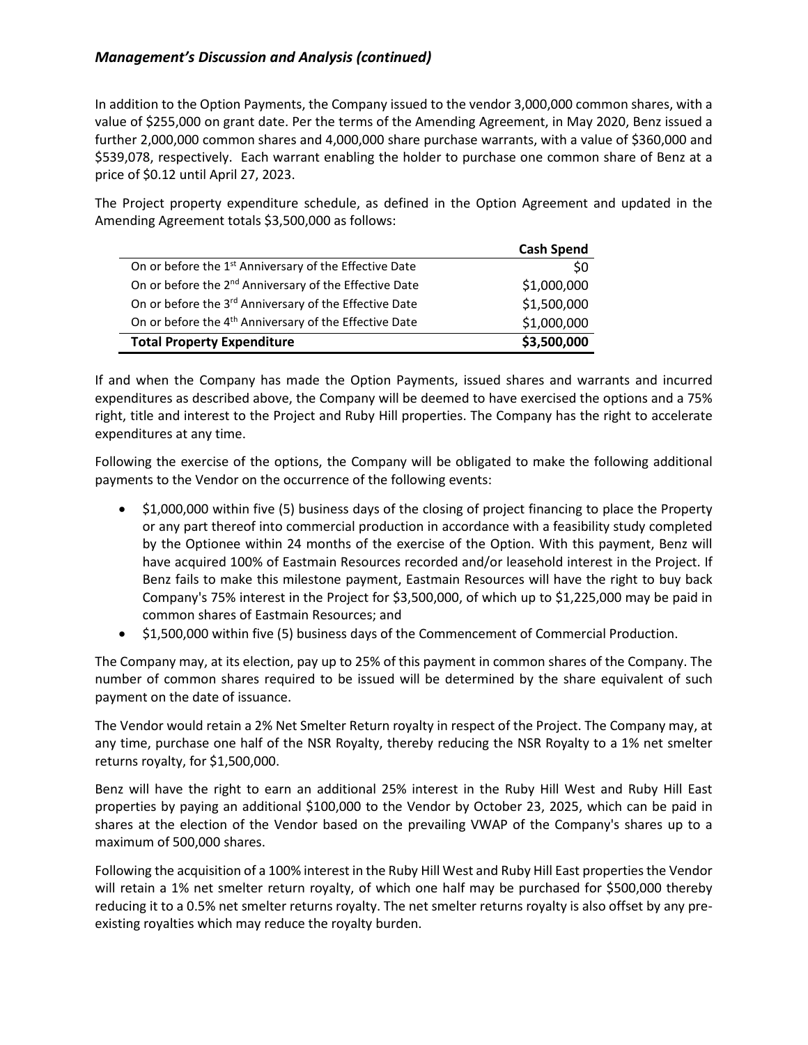*Management's Discussion and Analysis (continued)*

In addition to the Option Payments, the Company issued to the vendor 3,000,000 common shares, with a value of $255,000 on grant date. Per the terms of the Amending Agreement, in May 2020, Benz issued a further 2,000,000 common shares and 4,000,000 share purchase warrants, with a value of $360,000 and $539,078, respectively. Each warrant enabling the holder to purchase one common share of Benz at a price of $0.12 until April 27, 2023.

The Project property expenditure schedule, as defined in the Option Agreement and updated in the Amending Agreement totals $3,500,000 as follows:

| | Cash Spend |
|---|---|
| On or before the 1st Anniversary of the Effective Date | $0 |
| On or before the 2nd Anniversary of the Effective Date | $1,000,000 |
| On or before the 3rd Anniversary of the Effective Date | $1,500,000 |
| On or before the 4th Anniversary of the Effective Date | $1,000,000 |
| **Total Property Expenditure** | **$3,500,000** |

If and when the Company has made the Option Payments, issued shares and warrants and incurred expenditures as described above, the Company will be deemed to have exercised the options and a 75% right, title and interest to the Project and Ruby Hill properties. The Company has the right to accelerate expenditures at any time.

Following the exercise of the options, the Company will be obligated to make the following additional payments to the Vendor on the occurrence of the following events:

- $1,000,000 within five (5) business days of the closing of project financing to place the Property or any part thereof into commercial production in accordance with a feasibility study completed by the Optionee within 24 months of the exercise of the Option. With this payment, Benz will have acquired 100% of Eastmain Resources recorded and/or leasehold interest in the Project. If Benz fails to make this milestone payment, Eastmain Resources will have the right to buy back Company's 75% interest in the Project for $3,500,000, of which up to $1,225,000 may be paid in common shares of Eastmain Resources; and
- $1,500,000 within five (5) business days of the Commencement of Commercial Production.

The Company may, at its election, pay up to 25% of this payment in common shares of the Company. The number of common shares required to be issued will be determined by the share equivalent of such payment on the date of issuance.

The Vendor would retain a 2% Net Smelter Return royalty in respect of the Project. The Company may, at any time, purchase one half of the NSR Royalty, thereby reducing the NSR Royalty to a 1% net smelter returns royalty, for $1,500,000.

Benz will have the right to earn an additional 25% interest in the Ruby Hill West and Ruby Hill East properties by paying an additional $100,000 to the Vendor by October 23, 2025, which can be paid in shares at the election of the Vendor based on the prevailing VWAP of the Company's shares up to a maximum of 500,000 shares.

Following the acquisition of a 100% interest in the Ruby Hill West and Ruby Hill East properties the Vendor will retain a 1% net smelter return royalty, of which one half may be purchased for $500,000 thereby reducing it to a 0.5% net smelter returns royalty. The net smelter returns royalty is also offset by any pre-existing royalties which may reduce the royalty burden.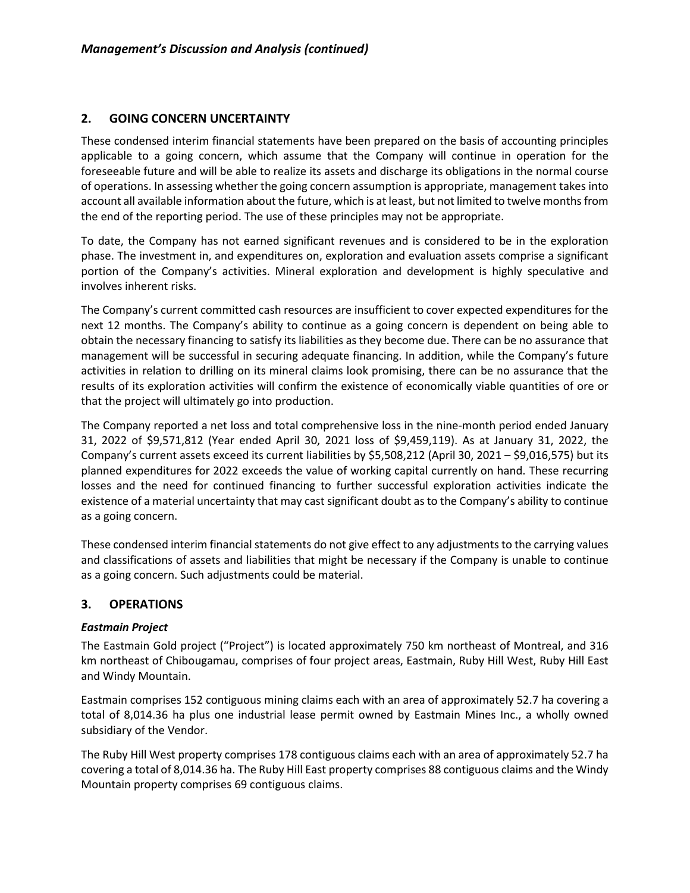## 2. GOING CONCERN UNCERTAINTY

These condensed interim financial statements have been prepared on the basis of accounting principles applicable to a going concern, which assume that the Company will continue in operation for the foreseeable future and will be able to realize its assets and discharge its obligations in the normal course of operations. In assessing whether the going concern assumption is appropriate, management takes into account all available information about the future, which is at least, but not limited to twelve months from the end of the reporting period. The use of these principles may not be appropriate.

To date, the Company has not earned significant revenues and is considered to be in the exploration phase. The investment in, and expenditures on, exploration and evaluation assets comprise a significant portion of the Company's activities. Mineral exploration and development is highly speculative and involves inherent risks.

The Company's current committed cash resources are insufficient to cover expected expenditures for the next 12 months. The Company's ability to continue as a going concern is dependent on being able to obtain the necessary financing to satisfy its liabilities as they become due. There can be no assurance that management will be successful in securing adequate financing. In addition, while the Company's future activities in relation to drilling on its mineral claims look promising, there can be no assurance that the results of its exploration activities will confirm the existence of economically viable quantities of ore or that the project will ultimately go into production.

The Company reported a net loss and total comprehensive loss in the nine-month period ended January 31, 2022 of $9,571,812 (Year ended April 30, 2021 loss of $9,459,119). As at January 31, 2022, the Company's current assets exceed its current liabilities by $5,508,212 (April 30, 2021 – $9,016,575) but its planned expenditures for 2022 exceeds the value of working capital currently on hand. These recurring losses and the need for continued financing to further successful exploration activities indicate the existence of a material uncertainty that may cast significant doubt as to the Company's ability to continue as a going concern.

These condensed interim financial statements do not give effect to any adjustments to the carrying values and classifications of assets and liabilities that might be necessary if the Company is unable to continue as a going concern. Such adjustments could be material.

## 3. OPERATIONS

### *Eastmain Project*

The Eastmain Gold project ("Project") is located approximately 750 km northeast of Montreal, and 316 km northeast of Chibougamau, comprises of four project areas, Eastmain, Ruby Hill West, Ruby Hill East and Windy Mountain.

Eastmain comprises 152 contiguous mining claims each with an area of approximately 52.7 ha covering a total of 8,014.36 ha plus one industrial lease permit owned by Eastmain Mines Inc., a wholly owned subsidiary of the Vendor.

The Ruby Hill West property comprises 178 contiguous claims each with an area of approximately 52.7 ha covering a total of 8,014.36 ha. The Ruby Hill East property comprises 88 contiguous claims and the Windy Mountain property comprises 69 contiguous claims.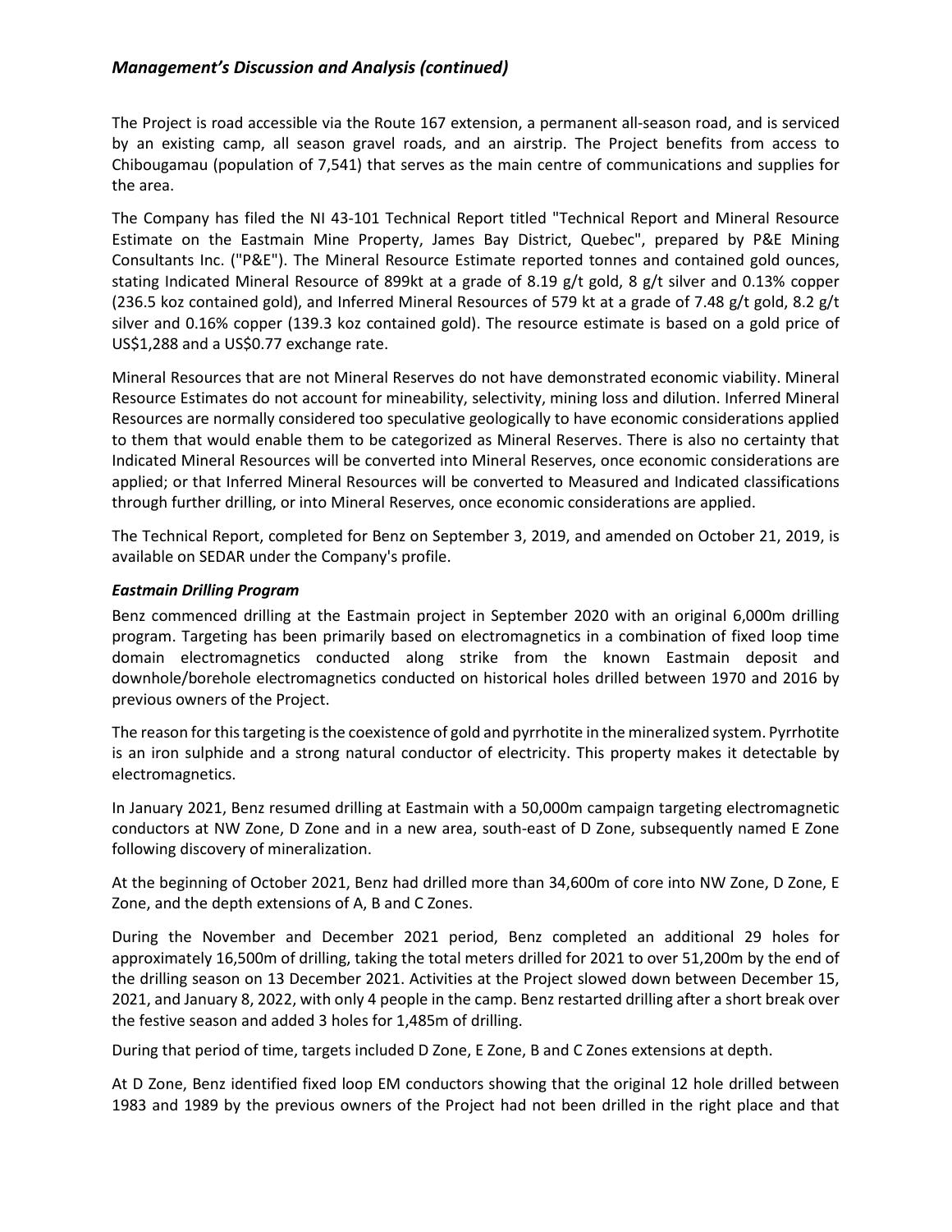The Project is road accessible via the Route 167 extension, a permanent all-season road, and is serviced by an existing camp, all season gravel roads, and an airstrip. The Project benefits from access to Chibougamau (population of 7,541) that serves as the main centre of communications and supplies for the area.

The Company has filed the NI 43-101 Technical Report titled "Technical Report and Mineral Resource Estimate on the Eastmain Mine Property, James Bay District, Quebec", prepared by P&E Mining Consultants Inc. ("P&E"). The Mineral Resource Estimate reported tonnes and contained gold ounces, stating Indicated Mineral Resource of 899kt at a grade of 8.19 g/t gold, 8 g/t silver and 0.13% copper (236.5 koz contained gold), and Inferred Mineral Resources of 579 kt at a grade of 7.48 g/t gold, 8.2 g/t silver and 0.16% copper (139.3 koz contained gold). The resource estimate is based on a gold price of US$1,288 and a US$0.77 exchange rate.

Mineral Resources that are not Mineral Reserves do not have demonstrated economic viability. Mineral Resource Estimates do not account for mineability, selectivity, mining loss and dilution. Inferred Mineral Resources are normally considered too speculative geologically to have economic considerations applied to them that would enable them to be categorized as Mineral Reserves. There is also no certainty that Indicated Mineral Resources will be converted into Mineral Reserves, once economic considerations are applied; or that Inferred Mineral Resources will be converted to Measured and Indicated classifications through further drilling, or into Mineral Reserves, once economic considerations are applied.

The Technical Report, completed for Benz on September 3, 2019, and amended on October 21, 2019, is available on SEDAR under the Company's profile.

***Eastmain Drilling Program***

Benz commenced drilling at the Eastmain project in September 2020 with an original 6,000m drilling program. Targeting has been primarily based on electromagnetics in a combination of fixed loop time domain electromagnetics conducted along strike from the known Eastmain deposit and downhole/borehole electromagnetics conducted on historical holes drilled between 1970 and 2016 by previous owners of the Project.

The reason for this targeting is the coexistence of gold and pyrrhotite in the mineralized system. Pyrrhotite is an iron sulphide and a strong natural conductor of electricity. This property makes it detectable by electromagnetics.

In January 2021, Benz resumed drilling at Eastmain with a 50,000m campaign targeting electromagnetic conductors at NW Zone, D Zone and in a new area, south-east of D Zone, subsequently named E Zone following discovery of mineralization.

At the beginning of October 2021, Benz had drilled more than 34,600m of core into NW Zone, D Zone, E Zone, and the depth extensions of A, B and C Zones.

During the November and December 2021 period, Benz completed an additional 29 holes for approximately 16,500m of drilling, taking the total meters drilled for 2021 to over 51,200m by the end of the drilling season on 13 December 2021. Activities at the Project slowed down between December 15, 2021, and January 8, 2022, with only 4 people in the camp. Benz restarted drilling after a short break over the festive season and added 3 holes for 1,485m of drilling.

During that period of time, targets included D Zone, E Zone, B and C Zones extensions at depth.

At D Zone, Benz identified fixed loop EM conductors showing that the original 12 hole drilled between 1983 and 1989 by the previous owners of the Project had not been drilled in the right place and that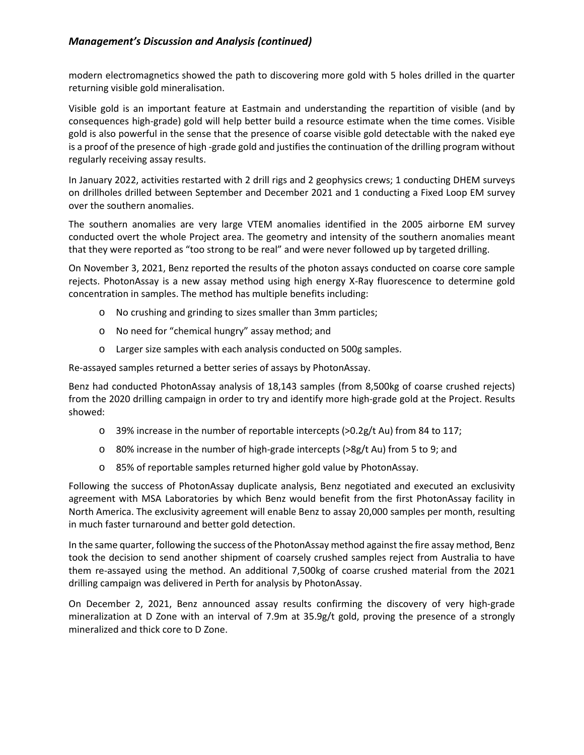modern electromagnetics showed the path to discovering more gold with 5 holes drilled in the quarter returning visible gold mineralisation.

Visible gold is an important feature at Eastmain and understanding the repartition of visible (and by consequences high-grade) gold will help better build a resource estimate when the time comes. Visible gold is also powerful in the sense that the presence of coarse visible gold detectable with the naked eye is a proof of the presence of high -grade gold and justifies the continuation of the drilling program without regularly receiving assay results.

In January 2022, activities restarted with 2 drill rigs and 2 geophysics crews; 1 conducting DHEM surveys on drillholes drilled between September and December 2021 and 1 conducting a Fixed Loop EM survey over the southern anomalies.

The southern anomalies are very large VTEM anomalies identified in the 2005 airborne EM survey conducted overt the whole Project area. The geometry and intensity of the southern anomalies meant that they were reported as "too strong to be real" and were never followed up by targeted drilling.

On November 3, 2021, Benz reported the results of the photon assays conducted on coarse core sample rejects. PhotonAssay is a new assay method using high energy X-Ray fluorescence to determine gold concentration in samples. The method has multiple benefits including:

- No crushing and grinding to sizes smaller than 3mm particles;
- No need for "chemical hungry" assay method; and
- Larger size samples with each analysis conducted on 500g samples.

Re-assayed samples returned a better series of assays by PhotonAssay.

Benz had conducted PhotonAssay analysis of 18,143 samples (from 8,500kg of coarse crushed rejects) from the 2020 drilling campaign in order to try and identify more high-grade gold at the Project. Results showed:

- 39% increase in the number of reportable intercepts (>0.2g/t Au) from 84 to 117;
- 80% increase in the number of high-grade intercepts (>8g/t Au) from 5 to 9; and
- 85% of reportable samples returned higher gold value by PhotonAssay.

Following the success of PhotonAssay duplicate analysis, Benz negotiated and executed an exclusivity agreement with MSA Laboratories by which Benz would benefit from the first PhotonAssay facility in North America. The exclusivity agreement will enable Benz to assay 20,000 samples per month, resulting in much faster turnaround and better gold detection.

In the same quarter, following the success of the PhotonAssay method against the fire assay method, Benz took the decision to send another shipment of coarsely crushed samples reject from Australia to have them re-assayed using the method. An additional 7,500kg of coarse crushed material from the 2021 drilling campaign was delivered in Perth for analysis by PhotonAssay.

On December 2, 2021, Benz announced assay results confirming the discovery of very high-grade mineralization at D Zone with an interval of 7.9m at 35.9g/t gold, proving the presence of a strongly mineralized and thick core to D Zone.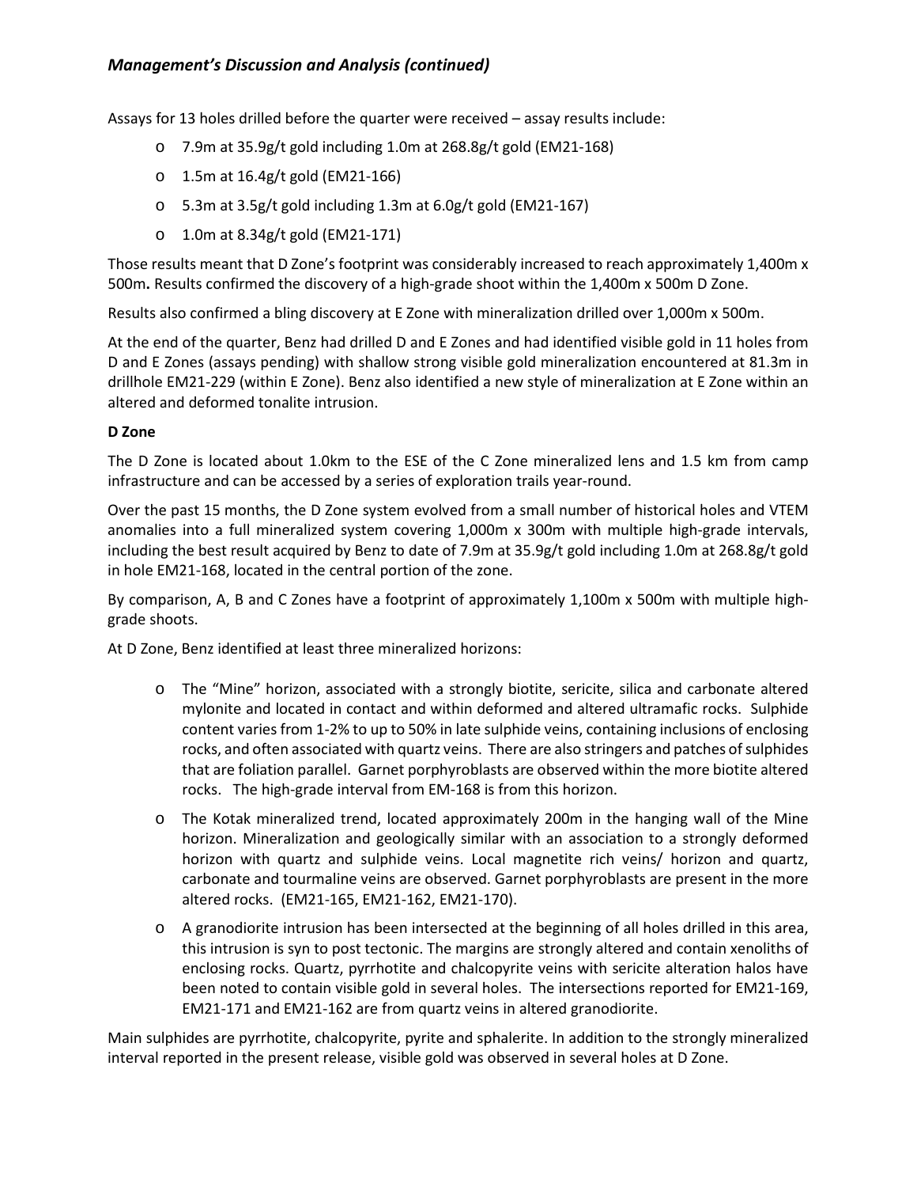*Management's Discussion and Analysis (continued)*

Assays for 13 holes drilled before the quarter were received – assay results include:

- 7.9m at 35.9g/t gold including 1.0m at 268.8g/t gold (EM21-168)
- 1.5m at 16.4g/t gold (EM21-166)
- 5.3m at 3.5g/t gold including 1.3m at 6.0g/t gold (EM21-167)
- 1.0m at 8.34g/t gold (EM21-171)

Those results meant that D Zone's footprint was considerably increased to reach approximately 1,400m x 500m**.** Results confirmed the discovery of a high-grade shoot within the 1,400m x 500m D Zone.

Results also confirmed a bling discovery at E Zone with mineralization drilled over 1,000m x 500m.

At the end of the quarter, Benz had drilled D and E Zones and had identified visible gold in 11 holes from D and E Zones (assays pending) with shallow strong visible gold mineralization encountered at 81.3m in drillhole EM21-229 (within E Zone). Benz also identified a new style of mineralization at E Zone within an altered and deformed tonalite intrusion.

**D Zone**

The D Zone is located about 1.0km to the ESE of the C Zone mineralized lens and 1.5 km from camp infrastructure and can be accessed by a series of exploration trails year-round.

Over the past 15 months, the D Zone system evolved from a small number of historical holes and VTEM anomalies into a full mineralized system covering 1,000m x 300m with multiple high-grade intervals, including the best result acquired by Benz to date of 7.9m at 35.9g/t gold including 1.0m at 268.8g/t gold in hole EM21-168, located in the central portion of the zone.

By comparison, A, B and C Zones have a footprint of approximately 1,100m x 500m with multiple high-grade shoots.

At D Zone, Benz identified at least three mineralized horizons:

- The "Mine" horizon, associated with a strongly biotite, sericite, silica and carbonate altered mylonite and located in contact and within deformed and altered ultramafic rocks. Sulphide content varies from 1-2% to up to 50% in late sulphide veins, containing inclusions of enclosing rocks, and often associated with quartz veins. There are also stringers and patches of sulphides that are foliation parallel. Garnet porphyroblasts are observed within the more biotite altered rocks. The high-grade interval from EM-168 is from this horizon.
- The Kotak mineralized trend, located approximately 200m in the hanging wall of the Mine horizon. Mineralization and geologically similar with an association to a strongly deformed horizon with quartz and sulphide veins. Local magnetite rich veins/ horizon and quartz, carbonate and tourmaline veins are observed. Garnet porphyroblasts are present in the more altered rocks. (EM21-165, EM21-162, EM21-170).
- A granodiorite intrusion has been intersected at the beginning of all holes drilled in this area, this intrusion is syn to post tectonic. The margins are strongly altered and contain xenoliths of enclosing rocks. Quartz, pyrrhotite and chalcopyrite veins with sericite alteration halos have been noted to contain visible gold in several holes. The intersections reported for EM21-169, EM21-171 and EM21-162 are from quartz veins in altered granodiorite.

Main sulphides are pyrrhotite, chalcopyrite, pyrite and sphalerite. In addition to the strongly mineralized interval reported in the present release, visible gold was observed in several holes at D Zone.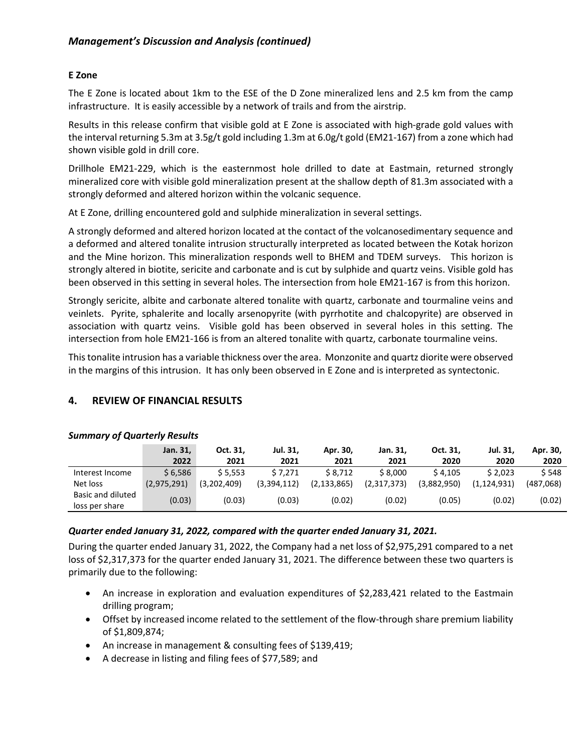## E Zone

The E Zone is located about 1km to the ESE of the D Zone mineralized lens and 2.5 km from the camp infrastructure. It is easily accessible by a network of trails and from the airstrip.

Results in this release confirm that visible gold at E Zone is associated with high-grade gold values with the interval returning 5.3m at 3.5g/t gold including 1.3m at 6.0g/t gold (EM21-167) from a zone which had shown visible gold in drill core.

Drillhole EM21-229, which is the easternmost hole drilled to date at Eastmain, returned strongly mineralized core with visible gold mineralization present at the shallow depth of 81.3m associated with a strongly deformed and altered horizon within the volcanic sequence.

At E Zone, drilling encountered gold and sulphide mineralization in several settings.

A strongly deformed and altered horizon located at the contact of the volcanosedimentary sequence and a deformed and altered tonalite intrusion structurally interpreted as located between the Kotak horizon and the Mine horizon. This mineralization responds well to BHEM and TDEM surveys. This horizon is strongly altered in biotite, sericite and carbonate and is cut by sulphide and quartz veins. Visible gold has been observed in this setting in several holes. The intersection from hole EM21-167 is from this horizon.

Strongly sericite, albite and carbonate altered tonalite with quartz, carbonate and tourmaline veins and veinlets. Pyrite, sphalerite and locally arsenopyrite (with pyrrhotite and chalcopyrite) are observed in association with quartz veins. Visible gold has been observed in several holes in this setting. The intersection from hole EM21-166 is from an altered tonalite with quartz, carbonate tourmaline veins.

This tonalite intrusion has a variable thickness over the area. Monzonite and quartz diorite were observed in the margins of this intrusion. It has only been observed in E Zone and is interpreted as syntectonic.

## 4. REVIEW OF FINANCIAL RESULTS

### *Summary of Quarterly Results*

| | Jan. 31, 2022 | Oct. 31, 2021 | Jul. 31, 2021 | Apr. 30, 2021 | Jan. 31, 2021 | Oct. 31, 2020 | Jul. 31, 2020 | Apr. 30, 2020 |
|---|---|---|---|---|---|---|---|---|
| Interest Income | $ 6,586 | $ 5,553 | $ 7,271 | $ 8,712 | $ 8,000 | $ 4,105 | $ 2,023 | $ 548 |
| Net loss | (2,975,291) | (3,202,409) | (3,394,112) | (2,133,865) | (2,317,373) | (3,882,950) | (1,124,931) | (487,068) |
| Basic and diluted loss per share | (0.03) | (0.03) | (0.03) | (0.02) | (0.02) | (0.05) | (0.02) | (0.02) |

### *Quarter ended January 31, 2022, compared with the quarter ended January 31, 2021.*

During the quarter ended January 31, 2022, the Company had a net loss of $2,975,291 compared to a net loss of $2,317,373 for the quarter ended January 31, 2021. The difference between these two quarters is primarily due to the following:

- An increase in exploration and evaluation expenditures of $2,283,421 related to the Eastmain drilling program;
- Offset by increased income related to the settlement of the flow-through share premium liability of $1,809,874;
- An increase in management & consulting fees of $139,419;
- A decrease in listing and filing fees of $77,589; and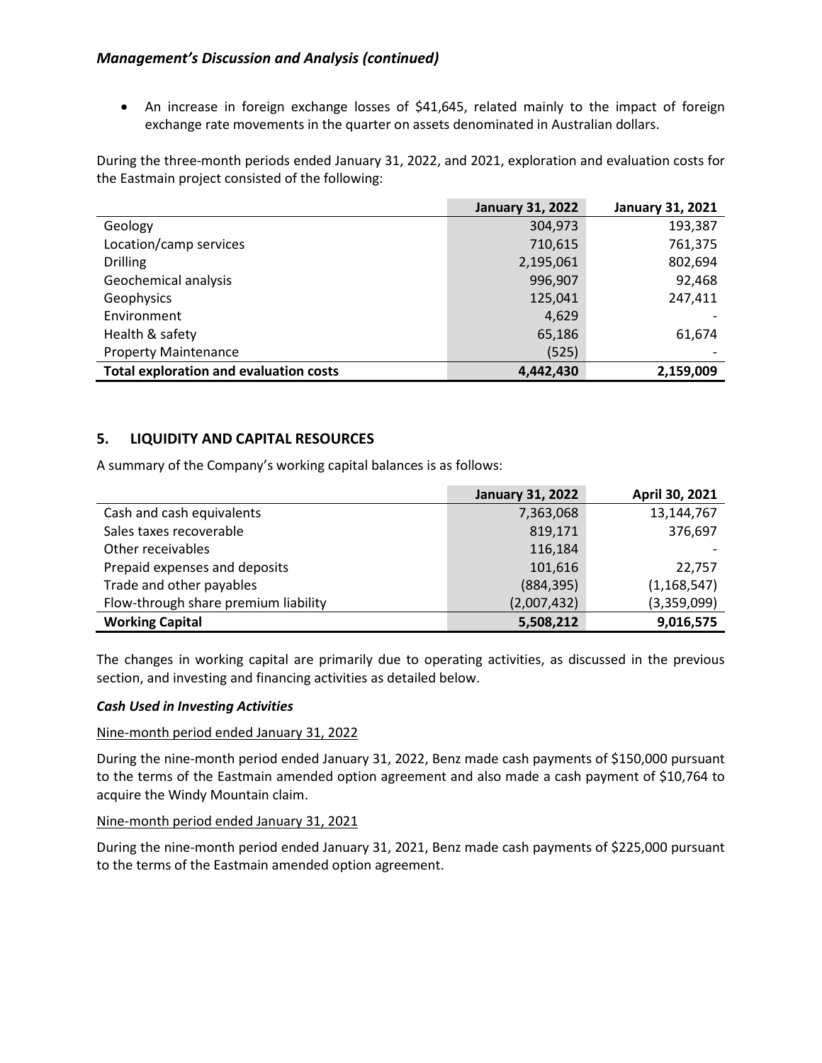*Management's Discussion and Analysis (continued)*

- An increase in foreign exchange losses of $41,645, related mainly to the impact of foreign exchange rate movements in the quarter on assets denominated in Australian dollars.

During the three-month periods ended January 31, 2022, and 2021, exploration and evaluation costs for the Eastmain project consisted of the following:

| | January 31, 2022 | January 31, 2021 |
|---|---|---|
| Geology | 304,973 | 193,387 |
| Location/camp services | 710,615 | 761,375 |
| Drilling | 2,195,061 | 802,694 |
| Geochemical analysis | 996,907 | 92,468 |
| Geophysics | 125,041 | 247,411 |
| Environment | 4,629 | - |
| Health & safety | 65,186 | 61,674 |
| Property Maintenance | (525) | - |
| **Total exploration and evaluation costs** | **4,442,430** | **2,159,009** |

## 5. LIQUIDITY AND CAPITAL RESOURCES

A summary of the Company's working capital balances is as follows:

| | January 31, 2022 | April 30, 2021 |
|---|---|---|
| Cash and cash equivalents | 7,363,068 | 13,144,767 |
| Sales taxes recoverable | 819,171 | 376,697 |
| Other receivables | 116,184 | - |
| Prepaid expenses and deposits | 101,616 | 22,757 |
| Trade and other payables | (884,395) | (1,168,547) |
| Flow-through share premium liability | (2,007,432) | (3,359,099) |
| **Working Capital** | **5,508,212** | **9,016,575** |

The changes in working capital are primarily due to operating activities, as discussed in the previous section, and investing and financing activities as detailed below.

***Cash Used in Investing Activities***

Nine-month period ended January 31, 2022

During the nine-month period ended January 31, 2022, Benz made cash payments of $150,000 pursuant to the terms of the Eastmain amended option agreement and also made a cash payment of $10,764 to acquire the Windy Mountain claim.

Nine-month period ended January 31, 2021

During the nine-month period ended January 31, 2021, Benz made cash payments of $225,000 pursuant to the terms of the Eastmain amended option agreement.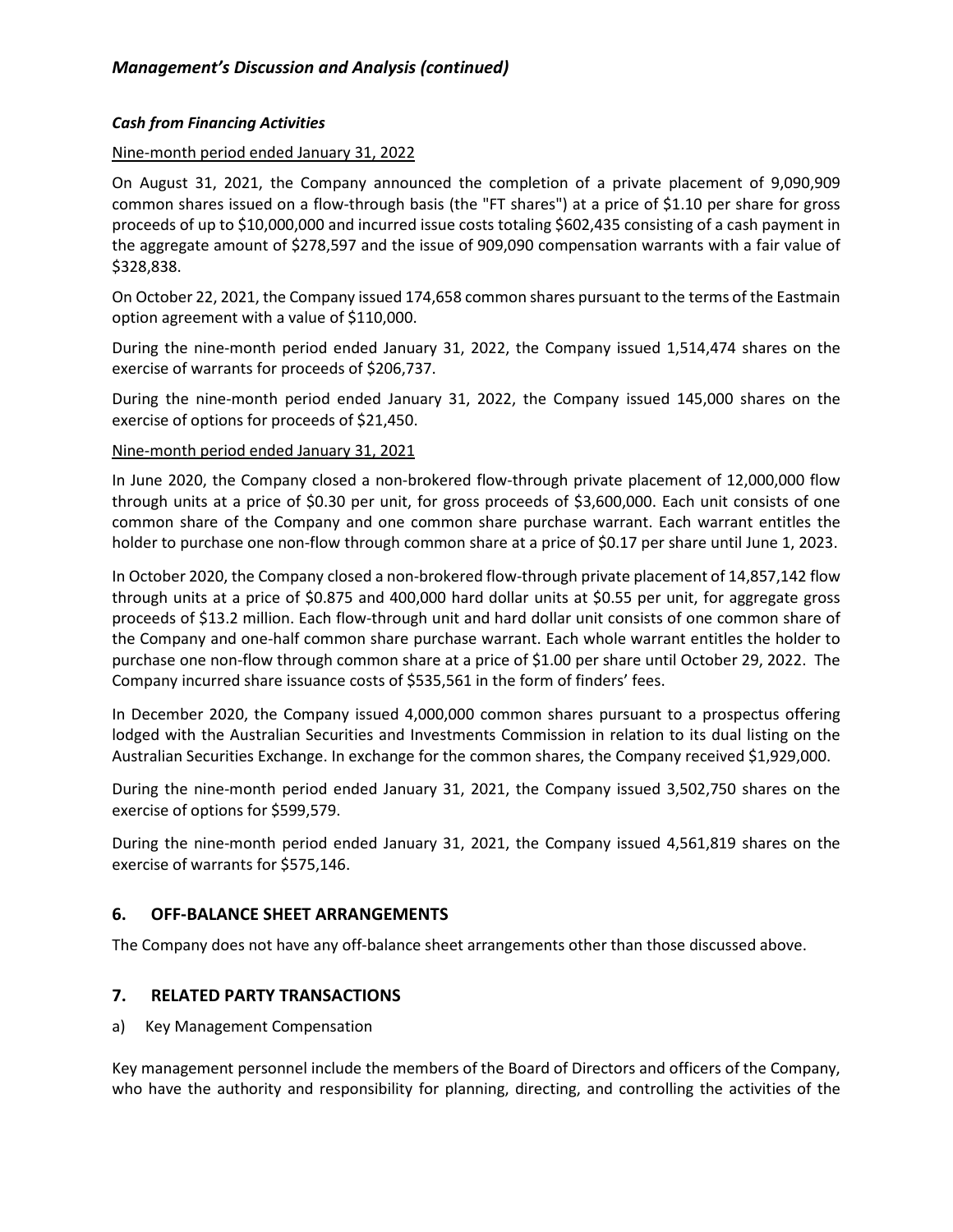### Cash from Financing Activities

Nine-month period ended January 31, 2022

On August 31, 2021, the Company announced the completion of a private placement of 9,090,909 common shares issued on a flow-through basis (the "FT shares") at a price of $1.10 per share for gross proceeds of up to $10,000,000 and incurred issue costs totaling $602,435 consisting of a cash payment in the aggregate amount of $278,597 and the issue of 909,090 compensation warrants with a fair value of $328,838.

On October 22, 2021, the Company issued 174,658 common shares pursuant to the terms of the Eastmain option agreement with a value of $110,000.

During the nine-month period ended January 31, 2022, the Company issued 1,514,474 shares on the exercise of warrants for proceeds of $206,737.

During the nine-month period ended January 31, 2022, the Company issued 145,000 shares on the exercise of options for proceeds of $21,450.

Nine-month period ended January 31, 2021

In June 2020, the Company closed a non-brokered flow-through private placement of 12,000,000 flow through units at a price of $0.30 per unit, for gross proceeds of $3,600,000. Each unit consists of one common share of the Company and one common share purchase warrant. Each warrant entitles the holder to purchase one non-flow through common share at a price of $0.17 per share until June 1, 2023.

In October 2020, the Company closed a non-brokered flow-through private placement of 14,857,142 flow through units at a price of $0.875 and 400,000 hard dollar units at $0.55 per unit, for aggregate gross proceeds of $13.2 million. Each flow-through unit and hard dollar unit consists of one common share of the Company and one-half common share purchase warrant. Each whole warrant entitles the holder to purchase one non-flow through common share at a price of $1.00 per share until October 29, 2022. The Company incurred share issuance costs of $535,561 in the form of finders' fees.

In December 2020, the Company issued 4,000,000 common shares pursuant to a prospectus offering lodged with the Australian Securities and Investments Commission in relation to its dual listing on the Australian Securities Exchange. In exchange for the common shares, the Company received $1,929,000.

During the nine-month period ended January 31, 2021, the Company issued 3,502,750 shares on the exercise of options for $599,579.

During the nine-month period ended January 31, 2021, the Company issued 4,561,819 shares on the exercise of warrants for $575,146.

## 6. OFF-BALANCE SHEET ARRANGEMENTS

The Company does not have any off-balance sheet arrangements other than those discussed above.

## 7. RELATED PARTY TRANSACTIONS

a) Key Management Compensation

Key management personnel include the members of the Board of Directors and officers of the Company, who have the authority and responsibility for planning, directing, and controlling the activities of the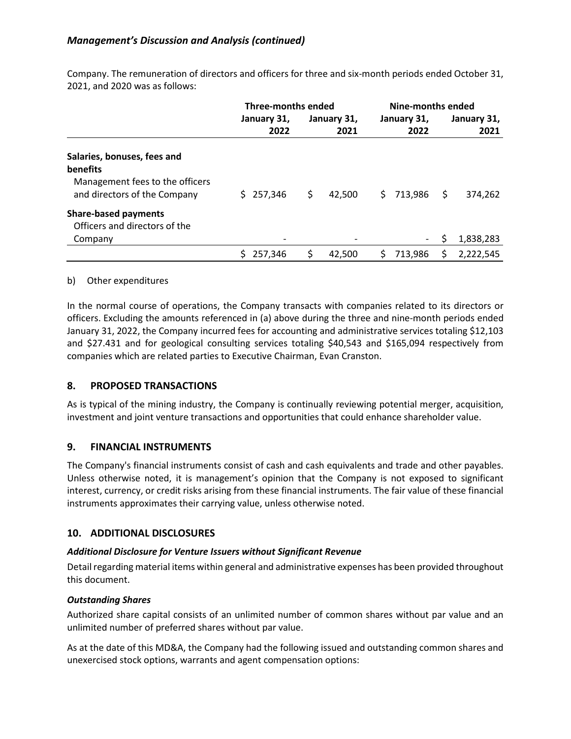Company. The remuneration of directors and officers for three and six-month periods ended October 31, 2021, and 2020 was as follows:

| | Three-months ended | | Nine-months ended | |
|---|---|---|---|---|
| | January 31, 2022 | January 31, 2021 | January 31, 2022 | January 31, 2021 |
| **Salaries, bonuses, fees and benefits** | | | | |
| Management fees to the officers and directors of the Company | $ 257,346 | $ 42,500 | $ 713,986 | $ 374,262 |
| **Share-based payments** | | | | |
| Officers and directors of the Company | - | - | - | $ 1,838,283 |
| | $ 257,346 | $ 42,500 | $ 713,986 | $ 2,222,545 |

b) Other expenditures

In the normal course of operations, the Company transacts with companies related to its directors or officers. Excluding the amounts referenced in (a) above during the three and nine-month periods ended January 31, 2022, the Company incurred fees for accounting and administrative services totaling $12,103 and $27.431 and for geological consulting services totaling $40,543 and $165,094 respectively from companies which are related parties to Executive Chairman, Evan Cranston.

## 8. PROPOSED TRANSACTIONS

As is typical of the mining industry, the Company is continually reviewing potential merger, acquisition, investment and joint venture transactions and opportunities that could enhance shareholder value.

## 9. FINANCIAL INSTRUMENTS

The Company's financial instruments consist of cash and cash equivalents and trade and other payables. Unless otherwise noted, it is management's opinion that the Company is not exposed to significant interest, currency, or credit risks arising from these financial instruments. The fair value of these financial instruments approximates their carrying value, unless otherwise noted.

## 10. ADDITIONAL DISCLOSURES

### *Additional Disclosure for Venture Issuers without Significant Revenue*

Detail regarding material items within general and administrative expenses has been provided throughout this document.

### *Outstanding Shares*

Authorized share capital consists of an unlimited number of common shares without par value and an unlimited number of preferred shares without par value.

As at the date of this MD&A, the Company had the following issued and outstanding common shares and unexercised stock options, warrants and agent compensation options: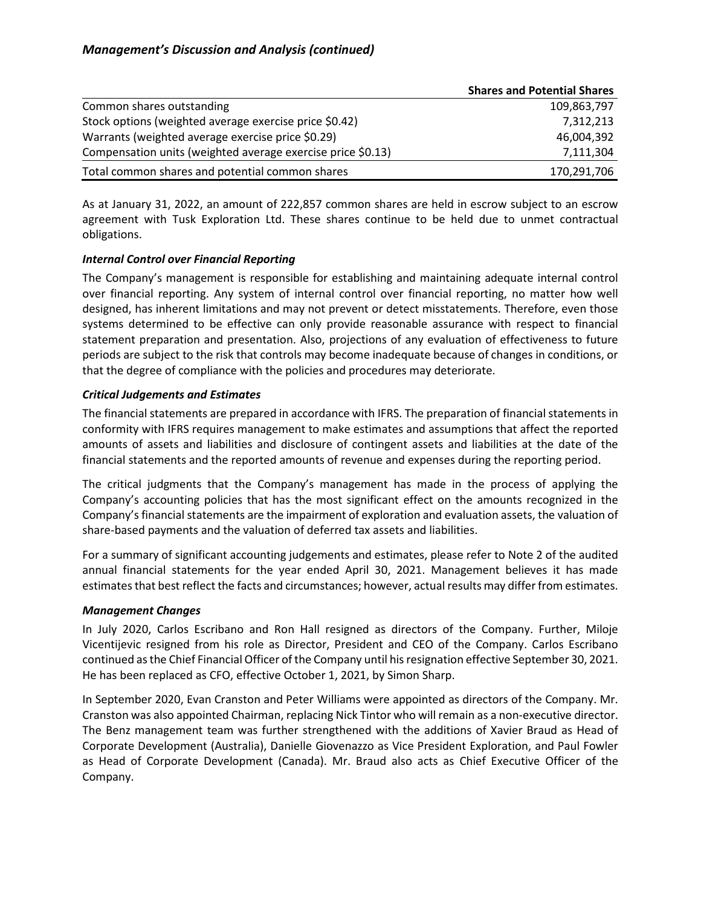## *Management's Discussion and Analysis (continued)*

| | Shares and Potential Shares |
|---|---:|
| Common shares outstanding | 109,863,797 |
| Stock options (weighted average exercise price $0.42) | 7,312,213 |
| Warrants (weighted average exercise price $0.29) | 46,004,392 |
| Compensation units (weighted average exercise price $0.13) | 7,111,304 |
| Total common shares and potential common shares | 170,291,706 |

As at January 31, 2022, an amount of 222,857 common shares are held in escrow subject to an escrow agreement with Tusk Exploration Ltd. These shares continue to be held due to unmet contractual obligations.

### *Internal Control over Financial Reporting*

The Company's management is responsible for establishing and maintaining adequate internal control over financial reporting. Any system of internal control over financial reporting, no matter how well designed, has inherent limitations and may not prevent or detect misstatements. Therefore, even those systems determined to be effective can only provide reasonable assurance with respect to financial statement preparation and presentation. Also, projections of any evaluation of effectiveness to future periods are subject to the risk that controls may become inadequate because of changes in conditions, or that the degree of compliance with the policies and procedures may deteriorate.

### *Critical Judgements and Estimates*

The financial statements are prepared in accordance with IFRS. The preparation of financial statements in conformity with IFRS requires management to make estimates and assumptions that affect the reported amounts of assets and liabilities and disclosure of contingent assets and liabilities at the date of the financial statements and the reported amounts of revenue and expenses during the reporting period.

The critical judgments that the Company's management has made in the process of applying the Company's accounting policies that has the most significant effect on the amounts recognized in the Company's financial statements are the impairment of exploration and evaluation assets, the valuation of share-based payments and the valuation of deferred tax assets and liabilities.

For a summary of significant accounting judgements and estimates, please refer to Note 2 of the audited annual financial statements for the year ended April 30, 2021. Management believes it has made estimates that best reflect the facts and circumstances; however, actual results may differ from estimates.

### *Management Changes*

In July 2020, Carlos Escribano and Ron Hall resigned as directors of the Company. Further, Miloje Vicentijevic resigned from his role as Director, President and CEO of the Company. Carlos Escribano continued as the Chief Financial Officer of the Company until his resignation effective September 30, 2021. He has been replaced as CFO, effective October 1, 2021, by Simon Sharp.

In September 2020, Evan Cranston and Peter Williams were appointed as directors of the Company. Mr. Cranston was also appointed Chairman, replacing Nick Tintor who will remain as a non-executive director. The Benz management team was further strengthened with the additions of Xavier Braud as Head of Corporate Development (Australia), Danielle Giovenazzo as Vice President Exploration, and Paul Fowler as Head of Corporate Development (Canada). Mr. Braud also acts as Chief Executive Officer of the Company.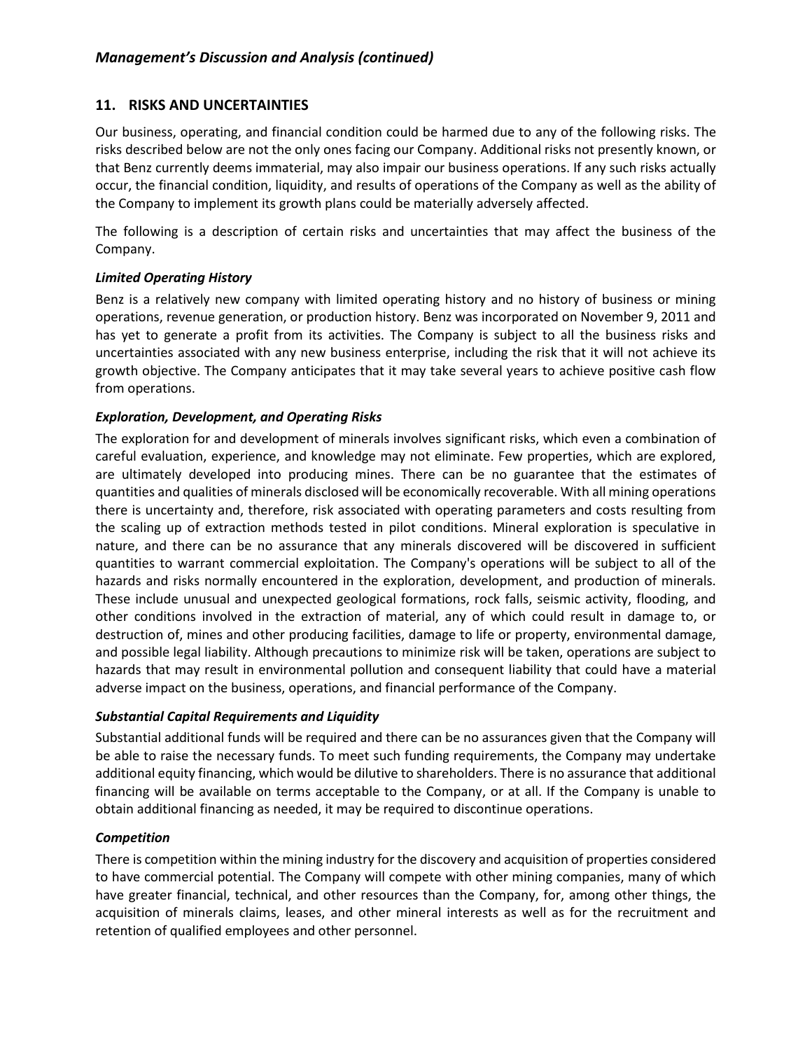## 11. RISKS AND UNCERTAINTIES

Our business, operating, and financial condition could be harmed due to any of the following risks. The risks described below are not the only ones facing our Company. Additional risks not presently known, or that Benz currently deems immaterial, may also impair our business operations. If any such risks actually occur, the financial condition, liquidity, and results of operations of the Company as well as the ability of the Company to implement its growth plans could be materially adversely affected.

The following is a description of certain risks and uncertainties that may affect the business of the Company.

***Limited Operating History***

Benz is a relatively new company with limited operating history and no history of business or mining operations, revenue generation, or production history. Benz was incorporated on November 9, 2011 and has yet to generate a profit from its activities. The Company is subject to all the business risks and uncertainties associated with any new business enterprise, including the risk that it will not achieve its growth objective. The Company anticipates that it may take several years to achieve positive cash flow from operations.

***Exploration, Development, and Operating Risks***

The exploration for and development of minerals involves significant risks, which even a combination of careful evaluation, experience, and knowledge may not eliminate. Few properties, which are explored, are ultimately developed into producing mines. There can be no guarantee that the estimates of quantities and qualities of minerals disclosed will be economically recoverable. With all mining operations there is uncertainty and, therefore, risk associated with operating parameters and costs resulting from the scaling up of extraction methods tested in pilot conditions. Mineral exploration is speculative in nature, and there can be no assurance that any minerals discovered will be discovered in sufficient quantities to warrant commercial exploitation. The Company's operations will be subject to all of the hazards and risks normally encountered in the exploration, development, and production of minerals. These include unusual and unexpected geological formations, rock falls, seismic activity, flooding, and other conditions involved in the extraction of material, any of which could result in damage to, or destruction of, mines and other producing facilities, damage to life or property, environmental damage, and possible legal liability. Although precautions to minimize risk will be taken, operations are subject to hazards that may result in environmental pollution and consequent liability that could have a material adverse impact on the business, operations, and financial performance of the Company.

***Substantial Capital Requirements and Liquidity***

Substantial additional funds will be required and there can be no assurances given that the Company will be able to raise the necessary funds. To meet such funding requirements, the Company may undertake additional equity financing, which would be dilutive to shareholders. There is no assurance that additional financing will be available on terms acceptable to the Company, or at all. If the Company is unable to obtain additional financing as needed, it may be required to discontinue operations.

***Competition***

There is competition within the mining industry for the discovery and acquisition of properties considered to have commercial potential. The Company will compete with other mining companies, many of which have greater financial, technical, and other resources than the Company, for, among other things, the acquisition of minerals claims, leases, and other mineral interests as well as for the recruitment and retention of qualified employees and other personnel.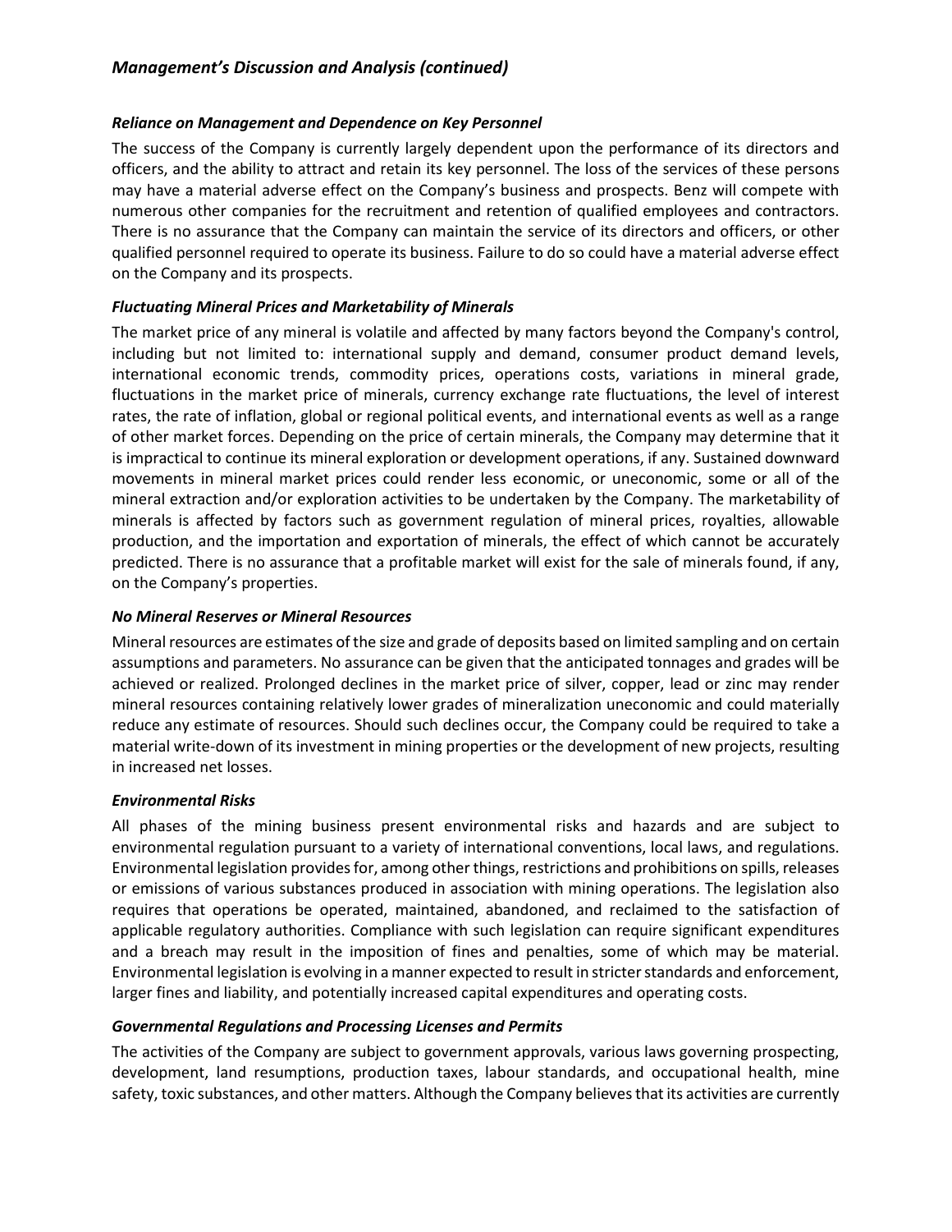## *Management's Discussion and Analysis (continued)*

***Reliance on Management and Dependence on Key Personnel***

The success of the Company is currently largely dependent upon the performance of its directors and officers, and the ability to attract and retain its key personnel. The loss of the services of these persons may have a material adverse effect on the Company's business and prospects. Benz will compete with numerous other companies for the recruitment and retention of qualified employees and contractors. There is no assurance that the Company can maintain the service of its directors and officers, or other qualified personnel required to operate its business. Failure to do so could have a material adverse effect on the Company and its prospects.

***Fluctuating Mineral Prices and Marketability of Minerals***

The market price of any mineral is volatile and affected by many factors beyond the Company's control, including but not limited to: international supply and demand, consumer product demand levels, international economic trends, commodity prices, operations costs, variations in mineral grade, fluctuations in the market price of minerals, currency exchange rate fluctuations, the level of interest rates, the rate of inflation, global or regional political events, and international events as well as a range of other market forces. Depending on the price of certain minerals, the Company may determine that it is impractical to continue its mineral exploration or development operations, if any. Sustained downward movements in mineral market prices could render less economic, or uneconomic, some or all of the mineral extraction and/or exploration activities to be undertaken by the Company. The marketability of minerals is affected by factors such as government regulation of mineral prices, royalties, allowable production, and the importation and exportation of minerals, the effect of which cannot be accurately predicted. There is no assurance that a profitable market will exist for the sale of minerals found, if any, on the Company's properties.

***No Mineral Reserves or Mineral Resources***

Mineral resources are estimates of the size and grade of deposits based on limited sampling and on certain assumptions and parameters. No assurance can be given that the anticipated tonnages and grades will be achieved or realized. Prolonged declines in the market price of silver, copper, lead or zinc may render mineral resources containing relatively lower grades of mineralization uneconomic and could materially reduce any estimate of resources. Should such declines occur, the Company could be required to take a material write-down of its investment in mining properties or the development of new projects, resulting in increased net losses.

***Environmental Risks***

All phases of the mining business present environmental risks and hazards and are subject to environmental regulation pursuant to a variety of international conventions, local laws, and regulations. Environmental legislation provides for, among other things, restrictions and prohibitions on spills, releases or emissions of various substances produced in association with mining operations. The legislation also requires that operations be operated, maintained, abandoned, and reclaimed to the satisfaction of applicable regulatory authorities. Compliance with such legislation can require significant expenditures and a breach may result in the imposition of fines and penalties, some of which may be material. Environmental legislation is evolving in a manner expected to result in stricter standards and enforcement, larger fines and liability, and potentially increased capital expenditures and operating costs.

***Governmental Regulations and Processing Licenses and Permits***

The activities of the Company are subject to government approvals, various laws governing prospecting, development, land resumptions, production taxes, labour standards, and occupational health, mine safety, toxic substances, and other matters. Although the Company believes that its activities are currently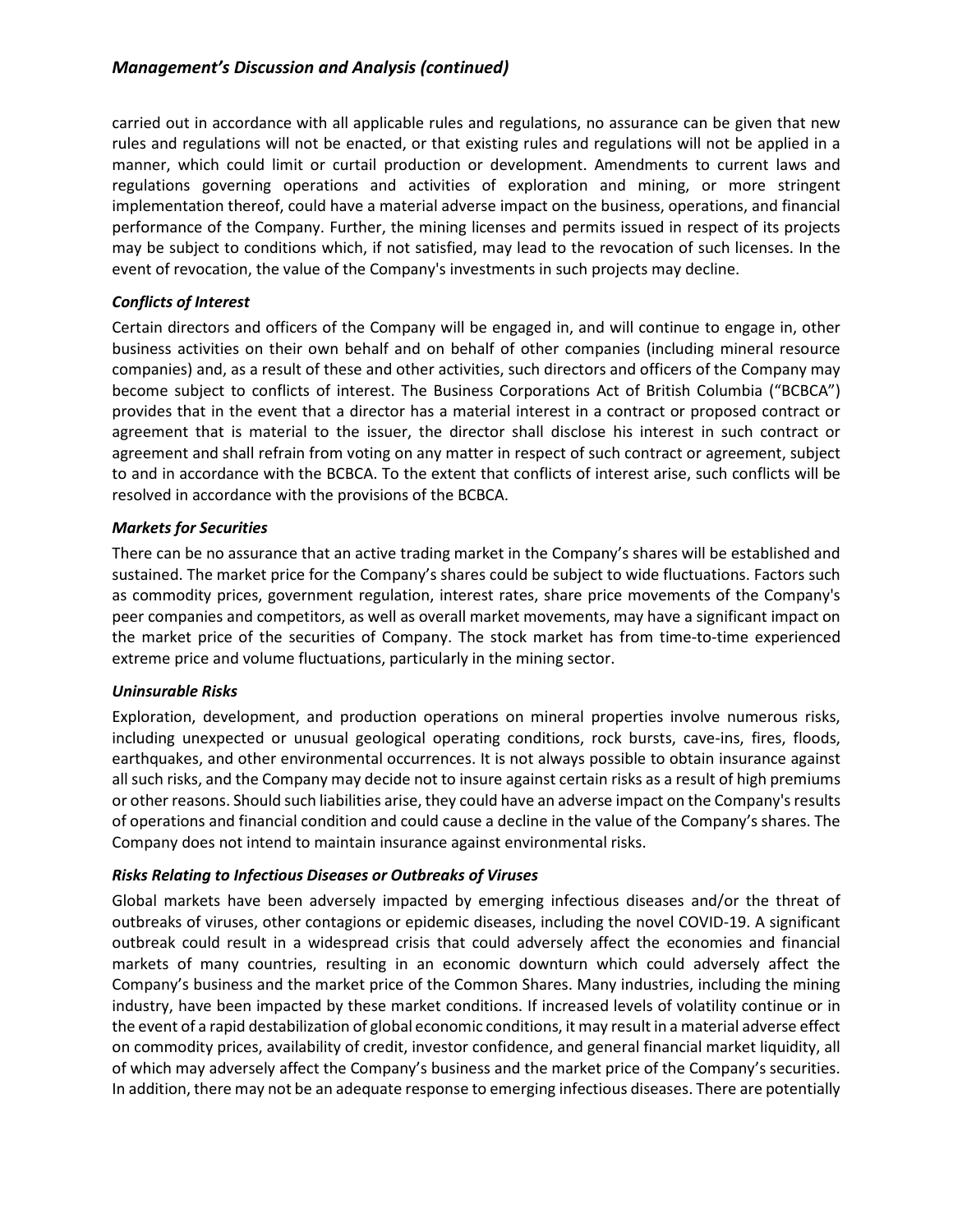carried out in accordance with all applicable rules and regulations, no assurance can be given that new rules and regulations will not be enacted, or that existing rules and regulations will not be applied in a manner, which could limit or curtail production or development. Amendments to current laws and regulations governing operations and activities of exploration and mining, or more stringent implementation thereof, could have a material adverse impact on the business, operations, and financial performance of the Company. Further, the mining licenses and permits issued in respect of its projects may be subject to conditions which, if not satisfied, may lead to the revocation of such licenses. In the event of revocation, the value of the Company's investments in such projects may decline.

### *Conflicts of Interest*

Certain directors and officers of the Company will be engaged in, and will continue to engage in, other business activities on their own behalf and on behalf of other companies (including mineral resource companies) and, as a result of these and other activities, such directors and officers of the Company may become subject to conflicts of interest. The Business Corporations Act of British Columbia ("BCBCA") provides that in the event that a director has a material interest in a contract or proposed contract or agreement that is material to the issuer, the director shall disclose his interest in such contract or agreement and shall refrain from voting on any matter in respect of such contract or agreement, subject to and in accordance with the BCBCA. To the extent that conflicts of interest arise, such conflicts will be resolved in accordance with the provisions of the BCBCA.

### *Markets for Securities*

There can be no assurance that an active trading market in the Company's shares will be established and sustained. The market price for the Company's shares could be subject to wide fluctuations. Factors such as commodity prices, government regulation, interest rates, share price movements of the Company's peer companies and competitors, as well as overall market movements, may have a significant impact on the market price of the securities of Company. The stock market has from time-to-time experienced extreme price and volume fluctuations, particularly in the mining sector.

### *Uninsurable Risks*

Exploration, development, and production operations on mineral properties involve numerous risks, including unexpected or unusual geological operating conditions, rock bursts, cave-ins, fires, floods, earthquakes, and other environmental occurrences. It is not always possible to obtain insurance against all such risks, and the Company may decide not to insure against certain risks as a result of high premiums or other reasons. Should such liabilities arise, they could have an adverse impact on the Company's results of operations and financial condition and could cause a decline in the value of the Company's shares. The Company does not intend to maintain insurance against environmental risks.

### *Risks Relating to Infectious Diseases or Outbreaks of Viruses*

Global markets have been adversely impacted by emerging infectious diseases and/or the threat of outbreaks of viruses, other contagions or epidemic diseases, including the novel COVID-19. A significant outbreak could result in a widespread crisis that could adversely affect the economies and financial markets of many countries, resulting in an economic downturn which could adversely affect the Company's business and the market price of the Common Shares. Many industries, including the mining industry, have been impacted by these market conditions. If increased levels of volatility continue or in the event of a rapid destabilization of global economic conditions, it may result in a material adverse effect on commodity prices, availability of credit, investor confidence, and general financial market liquidity, all of which may adversely affect the Company's business and the market price of the Company's securities. In addition, there may not be an adequate response to emerging infectious diseases. There are potentially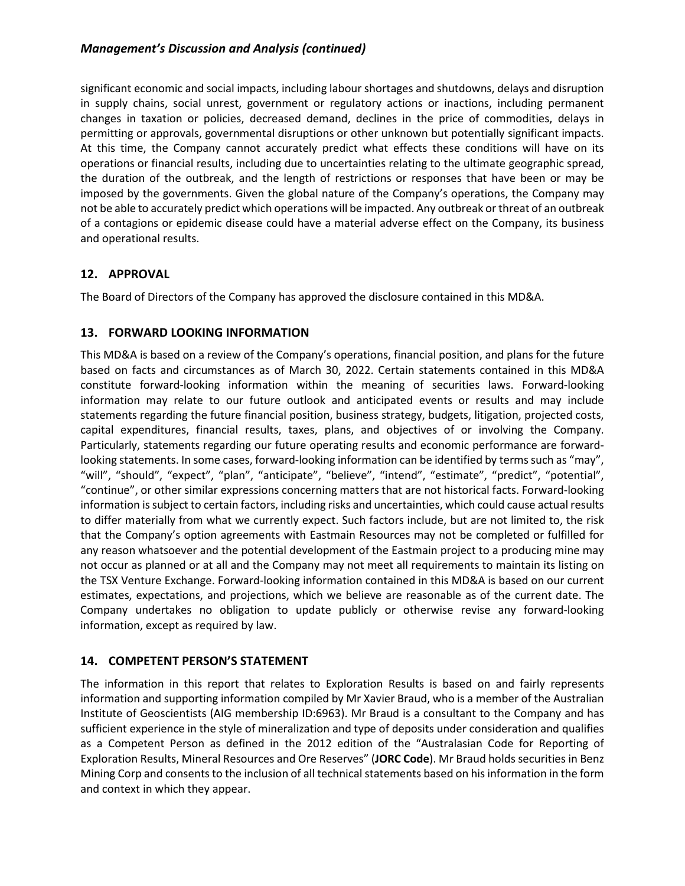significant economic and social impacts, including labour shortages and shutdowns, delays and disruption in supply chains, social unrest, government or regulatory actions or inactions, including permanent changes in taxation or policies, decreased demand, declines in the price of commodities, delays in permitting or approvals, governmental disruptions or other unknown but potentially significant impacts. At this time, the Company cannot accurately predict what effects these conditions will have on its operations or financial results, including due to uncertainties relating to the ultimate geographic spread, the duration of the outbreak, and the length of restrictions or responses that have been or may be imposed by the governments. Given the global nature of the Company's operations, the Company may not be able to accurately predict which operations will be impacted. Any outbreak or threat of an outbreak of a contagions or epidemic disease could have a material adverse effect on the Company, its business and operational results.

## 12. APPROVAL

The Board of Directors of the Company has approved the disclosure contained in this MD&A.

## 13. FORWARD LOOKING INFORMATION

This MD&A is based on a review of the Company's operations, financial position, and plans for the future based on facts and circumstances as of March 30, 2022. Certain statements contained in this MD&A constitute forward-looking information within the meaning of securities laws. Forward-looking information may relate to our future outlook and anticipated events or results and may include statements regarding the future financial position, business strategy, budgets, litigation, projected costs, capital expenditures, financial results, taxes, plans, and objectives of or involving the Company. Particularly, statements regarding our future operating results and economic performance are forward-looking statements. In some cases, forward-looking information can be identified by terms such as "may", "will", "should", "expect", "plan", "anticipate", "believe", "intend", "estimate", "predict", "potential", "continue", or other similar expressions concerning matters that are not historical facts. Forward-looking information is subject to certain factors, including risks and uncertainties, which could cause actual results to differ materially from what we currently expect. Such factors include, but are not limited to, the risk that the Company's option agreements with Eastmain Resources may not be completed or fulfilled for any reason whatsoever and the potential development of the Eastmain project to a producing mine may not occur as planned or at all and the Company may not meet all requirements to maintain its listing on the TSX Venture Exchange. Forward-looking information contained in this MD&A is based on our current estimates, expectations, and projections, which we believe are reasonable as of the current date. The Company undertakes no obligation to update publicly or otherwise revise any forward-looking information, except as required by law.

## 14. COMPETENT PERSON'S STATEMENT

The information in this report that relates to Exploration Results is based on and fairly represents information and supporting information compiled by Mr Xavier Braud, who is a member of the Australian Institute of Geoscientists (AIG membership ID:6963). Mr Braud is a consultant to the Company and has sufficient experience in the style of mineralization and type of deposits under consideration and qualifies as a Competent Person as defined in the 2012 edition of the "Australasian Code for Reporting of Exploration Results, Mineral Resources and Ore Reserves" (**JORC Code**). Mr Braud holds securities in Benz Mining Corp and consents to the inclusion of all technical statements based on his information in the form and context in which they appear.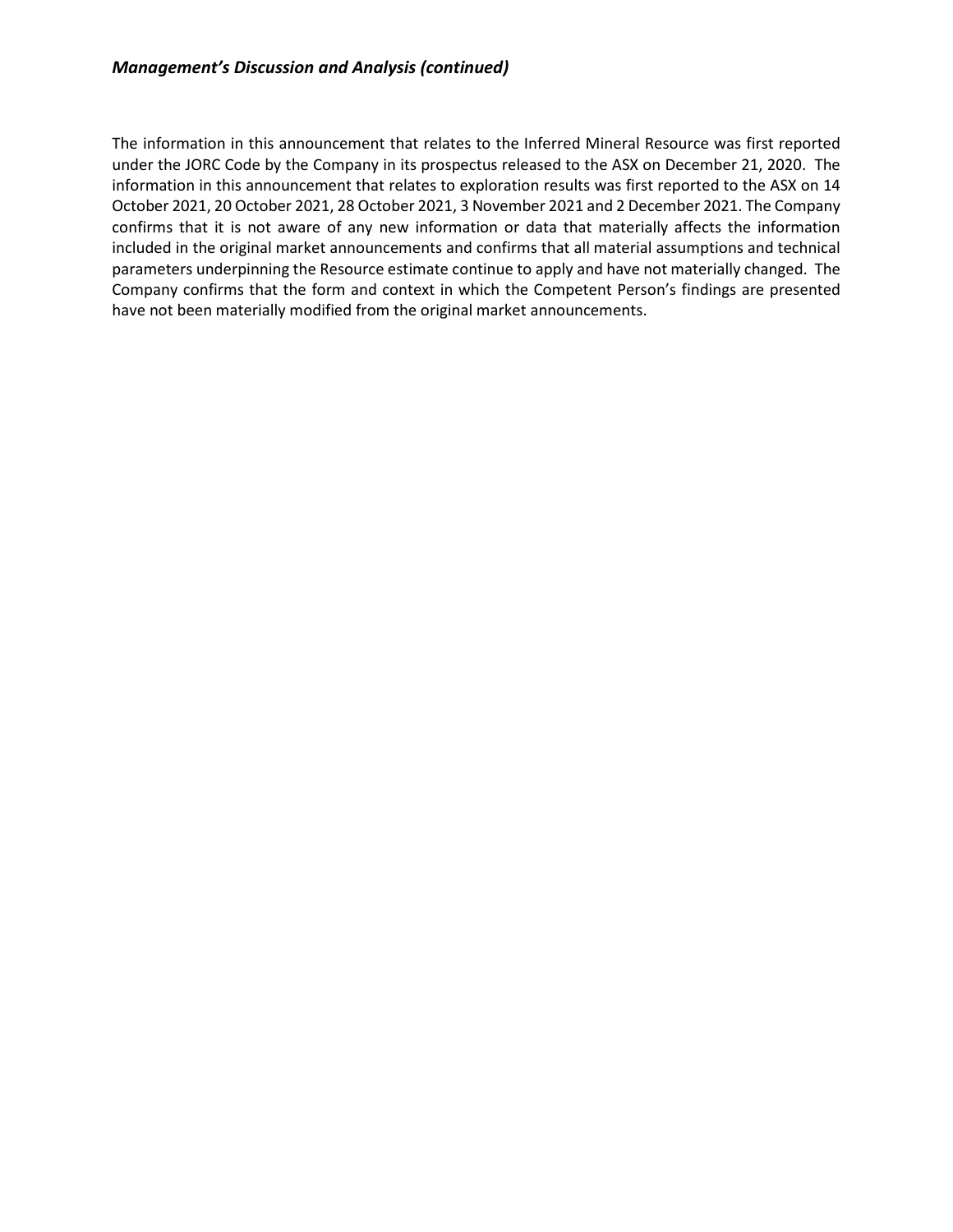The information in this announcement that relates to the Inferred Mineral Resource was first reported under the JORC Code by the Company in its prospectus released to the ASX on December 21, 2020. The information in this announcement that relates to exploration results was first reported to the ASX on 14 October 2021, 20 October 2021, 28 October 2021, 3 November 2021 and 2 December 2021. The Company confirms that it is not aware of any new information or data that materially affects the information included in the original market announcements and confirms that all material assumptions and technical parameters underpinning the Resource estimate continue to apply and have not materially changed. The Company confirms that the form and context in which the Competent Person's findings are presented have not been materially modified from the original market announcements.